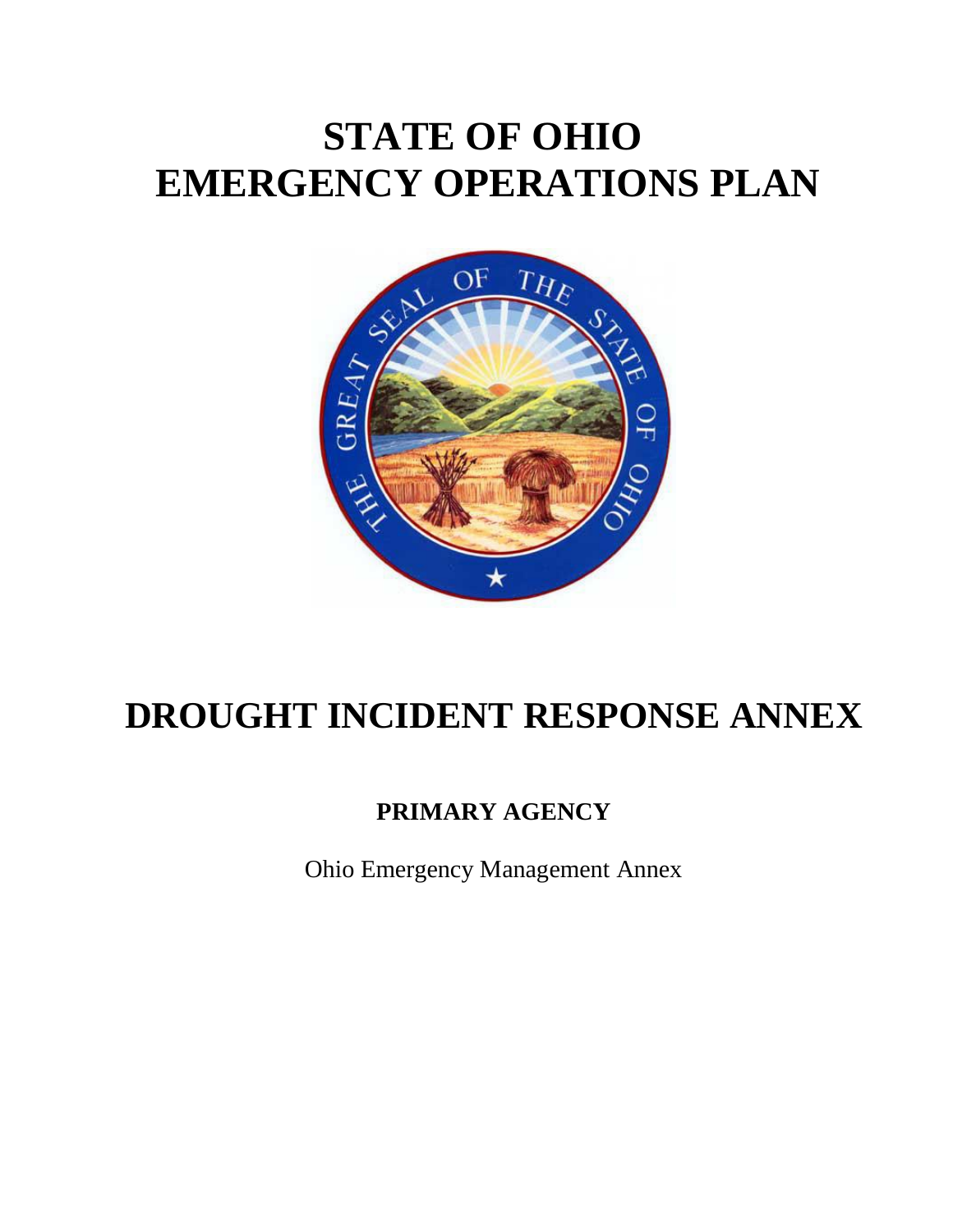# STATE OF OHIO
# EMERGENCY OPERATIONS PLAN

# DROUGHT INCIDENT RESPONSE ANNEX

**PRIMARY AGENCY**

Ohio Emergency Management Annex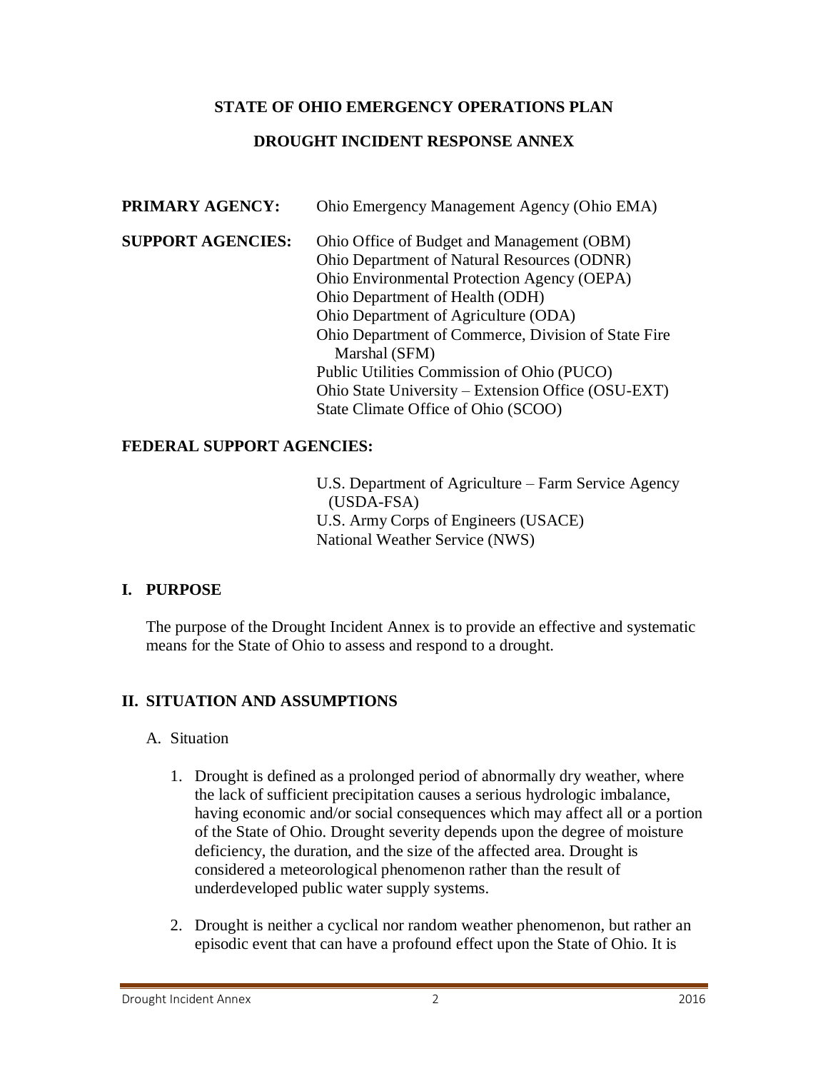**STATE OF OHIO EMERGENCY OPERATIONS PLAN**

**DROUGHT INCIDENT RESPONSE ANNEX**

**PRIMARY AGENCY:** Ohio Emergency Management Agency (Ohio EMA)

**SUPPORT AGENCIES:**
- Ohio Office of Budget and Management (OBM)
- Ohio Department of Natural Resources (ODNR)
- Ohio Environmental Protection Agency (OEPA)
- Ohio Department of Health (ODH)
- Ohio Department of Agriculture (ODA)
- Ohio Department of Commerce, Division of State Fire Marshal (SFM)
- Public Utilities Commission of Ohio (PUCO)
- Ohio State University – Extension Office (OSU-EXT)
- State Climate Office of Ohio (SCOO)

**FEDERAL SUPPORT AGENCIES:**
- U.S. Department of Agriculture – Farm Service Agency (USDA-FSA)
- U.S. Army Corps of Engineers (USACE)
- National Weather Service (NWS)

## I. PURPOSE

The purpose of the Drought Incident Annex is to provide an effective and systematic means for the State of Ohio to assess and respond to a drought.

## II. SITUATION AND ASSUMPTIONS

A. Situation

1. Drought is defined as a prolonged period of abnormally dry weather, where the lack of sufficient precipitation causes a serious hydrologic imbalance, having economic and/or social consequences which may affect all or a portion of the State of Ohio. Drought severity depends upon the degree of moisture deficiency, the duration, and the size of the affected area. Drought is considered a meteorological phenomenon rather than the result of underdeveloped public water supply systems.

2. Drought is neither a cyclical nor random weather phenomenon, but rather an episodic event that can have a profound effect upon the State of Ohio. It is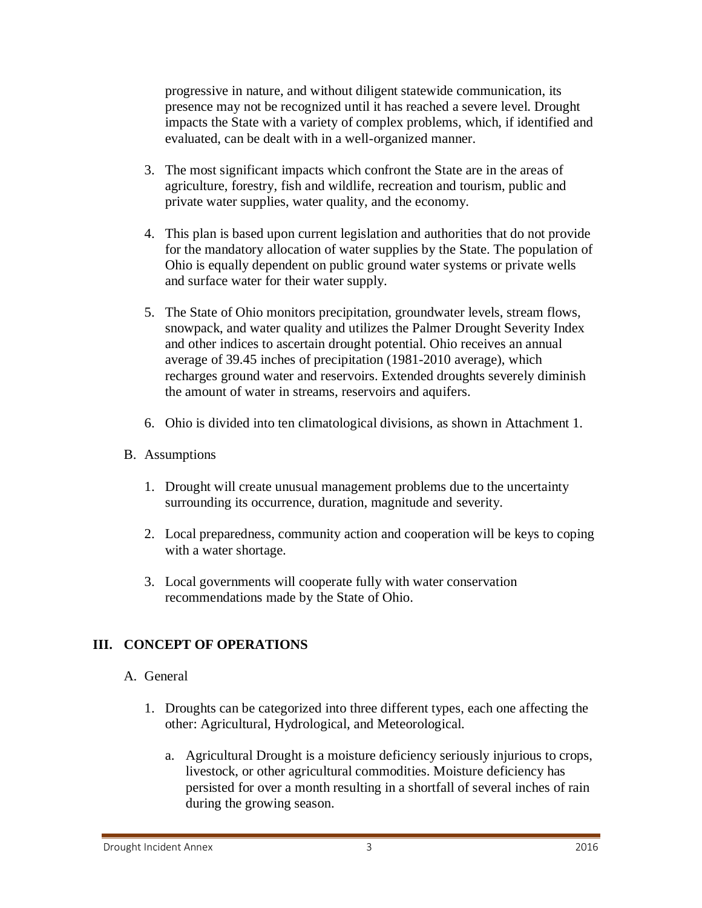progressive in nature, and without diligent statewide communication, its presence may not be recognized until it has reached a severe level. Drought impacts the State with a variety of complex problems, which, if identified and evaluated, can be dealt with in a well-organized manner.

3. The most significant impacts which confront the State are in the areas of agriculture, forestry, fish and wildlife, recreation and tourism, public and private water supplies, water quality, and the economy.

4. This plan is based upon current legislation and authorities that do not provide for the mandatory allocation of water supplies by the State. The population of Ohio is equally dependent on public ground water systems or private wells and surface water for their water supply.

5. The State of Ohio monitors precipitation, groundwater levels, stream flows, snowpack, and water quality and utilizes the Palmer Drought Severity Index and other indices to ascertain drought potential. Ohio receives an annual average of 39.45 inches of precipitation (1981-2010 average), which recharges ground water and reservoirs. Extended droughts severely diminish the amount of water in streams, reservoirs and aquifers.

6. Ohio is divided into ten climatological divisions, as shown in Attachment 1.

B. Assumptions

1. Drought will create unusual management problems due to the uncertainty surrounding its occurrence, duration, magnitude and severity.

2. Local preparedness, community action and cooperation will be keys to coping with a water shortage.

3. Local governments will cooperate fully with water conservation recommendations made by the State of Ohio.

## III. CONCEPT OF OPERATIONS

A. General

1. Droughts can be categorized into three different types, each one affecting the other: Agricultural, Hydrological, and Meteorological.

   a. Agricultural Drought is a moisture deficiency seriously injurious to crops, livestock, or other agricultural commodities. Moisture deficiency has persisted for over a month resulting in a shortfall of several inches of rain during the growing season.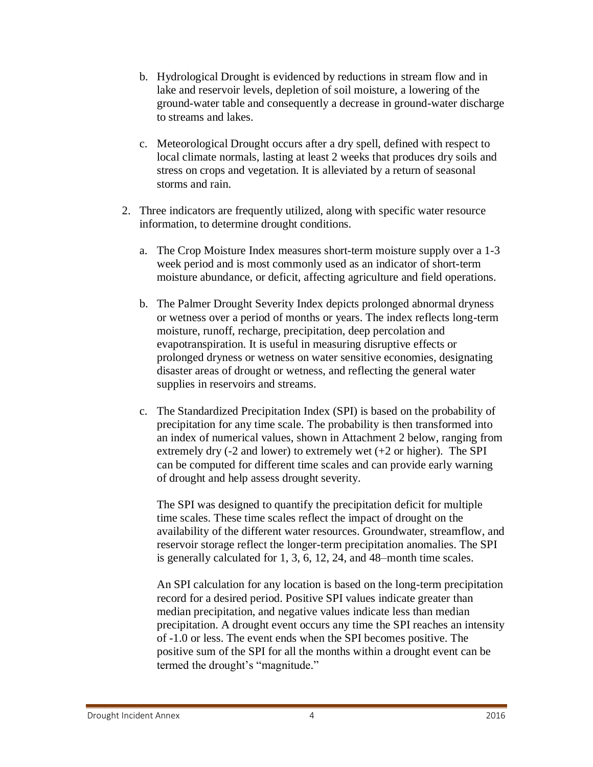b. Hydrological Drought is evidenced by reductions in stream flow and in lake and reservoir levels, depletion of soil moisture, a lowering of the ground-water table and consequently a decrease in ground-water discharge to streams and lakes.

c. Meteorological Drought occurs after a dry spell, defined with respect to local climate normals, lasting at least 2 weeks that produces dry soils and stress on crops and vegetation. It is alleviated by a return of seasonal storms and rain.

2. Three indicators are frequently utilized, along with specific water resource information, to determine drought conditions.

   a. The Crop Moisture Index measures short-term moisture supply over a 1-3 week period and is most commonly used as an indicator of short-term moisture abundance, or deficit, affecting agriculture and field operations.

   b. The Palmer Drought Severity Index depicts prolonged abnormal dryness or wetness over a period of months or years. The index reflects long-term moisture, runoff, recharge, precipitation, deep percolation and evapotranspiration. It is useful in measuring disruptive effects or prolonged dryness or wetness on water sensitive economies, designating disaster areas of drought or wetness, and reflecting the general water supplies in reservoirs and streams.

   c. The Standardized Precipitation Index (SPI) is based on the probability of precipitation for any time scale. The probability is then transformed into an index of numerical values, shown in Attachment 2 below, ranging from extremely dry (-2 and lower) to extremely wet (+2 or higher). The SPI can be computed for different time scales and can provide early warning of drought and help assess drought severity.

   The SPI was designed to quantify the precipitation deficit for multiple time scales. These time scales reflect the impact of drought on the availability of the different water resources. Groundwater, streamflow, and reservoir storage reflect the longer-term precipitation anomalies. The SPI is generally calculated for 1, 3, 6, 12, 24, and 48–month time scales.

   An SPI calculation for any location is based on the long-term precipitation record for a desired period. Positive SPI values indicate greater than median precipitation, and negative values indicate less than median precipitation. A drought event occurs any time the SPI reaches an intensity of -1.0 or less. The event ends when the SPI becomes positive. The positive sum of the SPI for all the months within a drought event can be termed the drought's "magnitude."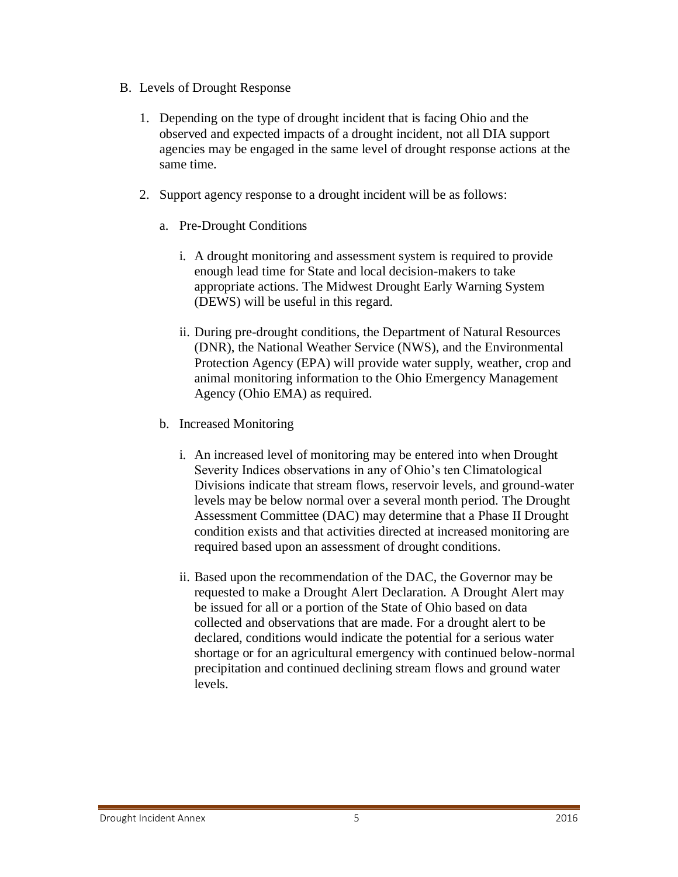B. Levels of Drought Response

1. Depending on the type of drought incident that is facing Ohio and the observed and expected impacts of a drought incident, not all DIA support agencies may be engaged in the same level of drought response actions at the same time.

2. Support agency response to a drought incident will be as follows:

   a. Pre-Drought Conditions

      i. A drought monitoring and assessment system is required to provide enough lead time for State and local decision-makers to take appropriate actions. The Midwest Drought Early Warning System (DEWS) will be useful in this regard.

      ii. During pre-drought conditions, the Department of Natural Resources (DNR), the National Weather Service (NWS), and the Environmental Protection Agency (EPA) will provide water supply, weather, crop and animal monitoring information to the Ohio Emergency Management Agency (Ohio EMA) as required.

   b. Increased Monitoring

      i. An increased level of monitoring may be entered into when Drought Severity Indices observations in any of Ohio's ten Climatological Divisions indicate that stream flows, reservoir levels, and ground-water levels may be below normal over a several month period. The Drought Assessment Committee (DAC) may determine that a Phase II Drought condition exists and that activities directed at increased monitoring are required based upon an assessment of drought conditions.

      ii. Based upon the recommendation of the DAC, the Governor may be requested to make a Drought Alert Declaration. A Drought Alert may be issued for all or a portion of the State of Ohio based on data collected and observations that are made. For a drought alert to be declared, conditions would indicate the potential for a serious water shortage or for an agricultural emergency with continued below-normal precipitation and continued declining stream flows and ground water levels.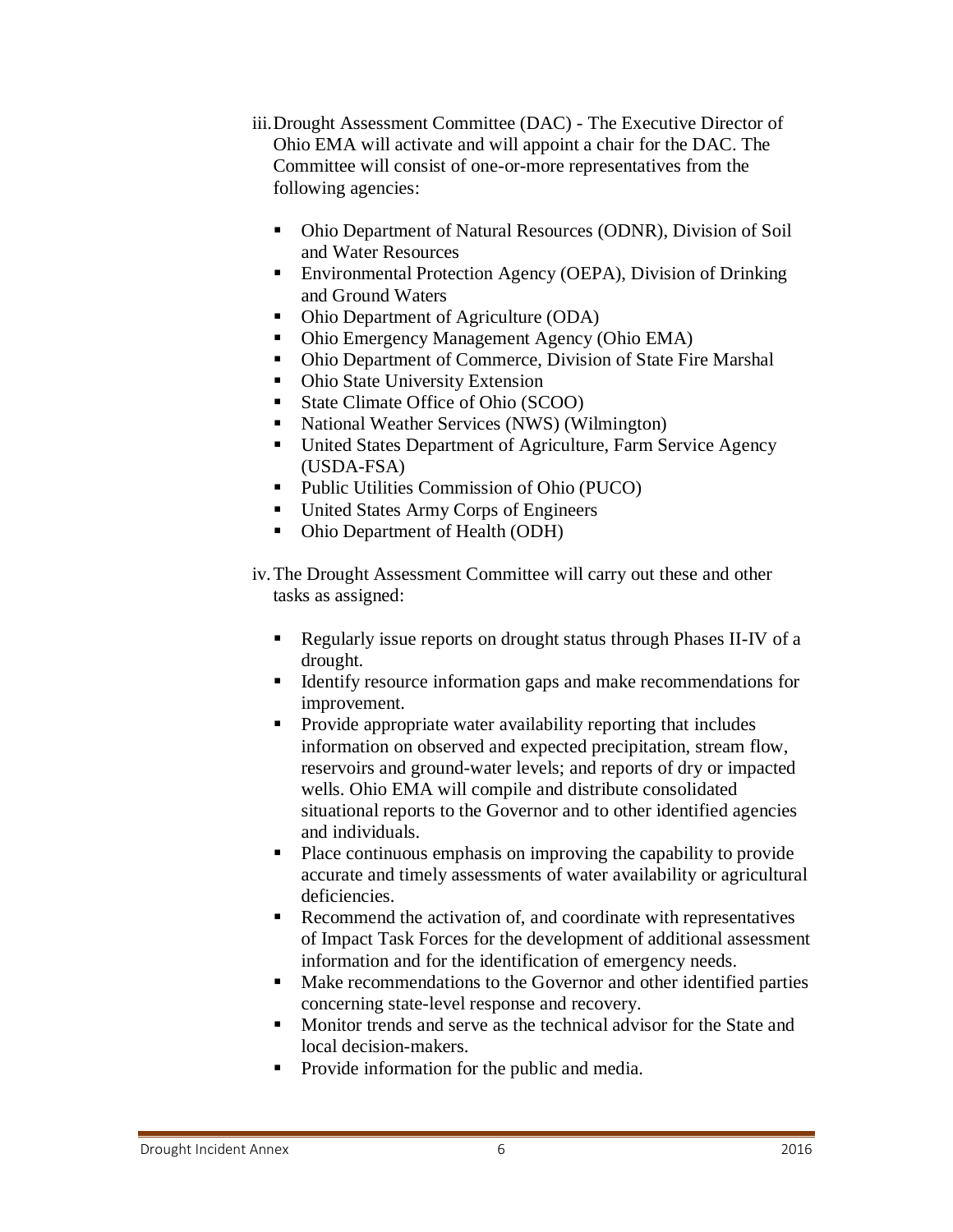iii. Drought Assessment Committee (DAC) - The Executive Director of Ohio EMA will activate and will appoint a chair for the DAC. The Committee will consist of one-or-more representatives from the following agencies:

- Ohio Department of Natural Resources (ODNR), Division of Soil and Water Resources
- Environmental Protection Agency (OEPA), Division of Drinking and Ground Waters
- Ohio Department of Agriculture (ODA)
- Ohio Emergency Management Agency (Ohio EMA)
- Ohio Department of Commerce, Division of State Fire Marshal
- Ohio State University Extension
- State Climate Office of Ohio (SCOO)
- National Weather Services (NWS) (Wilmington)
- United States Department of Agriculture, Farm Service Agency (USDA-FSA)
- Public Utilities Commission of Ohio (PUCO)
- United States Army Corps of Engineers
- Ohio Department of Health (ODH)

iv. The Drought Assessment Committee will carry out these and other tasks as assigned:

- Regularly issue reports on drought status through Phases II-IV of a drought.
- Identify resource information gaps and make recommendations for improvement.
- Provide appropriate water availability reporting that includes information on observed and expected precipitation, stream flow, reservoirs and ground-water levels; and reports of dry or impacted wells. Ohio EMA will compile and distribute consolidated situational reports to the Governor and to other identified agencies and individuals.
- Place continuous emphasis on improving the capability to provide accurate and timely assessments of water availability or agricultural deficiencies.
- Recommend the activation of, and coordinate with representatives of Impact Task Forces for the development of additional assessment information and for the identification of emergency needs.
- Make recommendations to the Governor and other identified parties concerning state-level response and recovery.
- Monitor trends and serve as the technical advisor for the State and local decision-makers.
- Provide information for the public and media.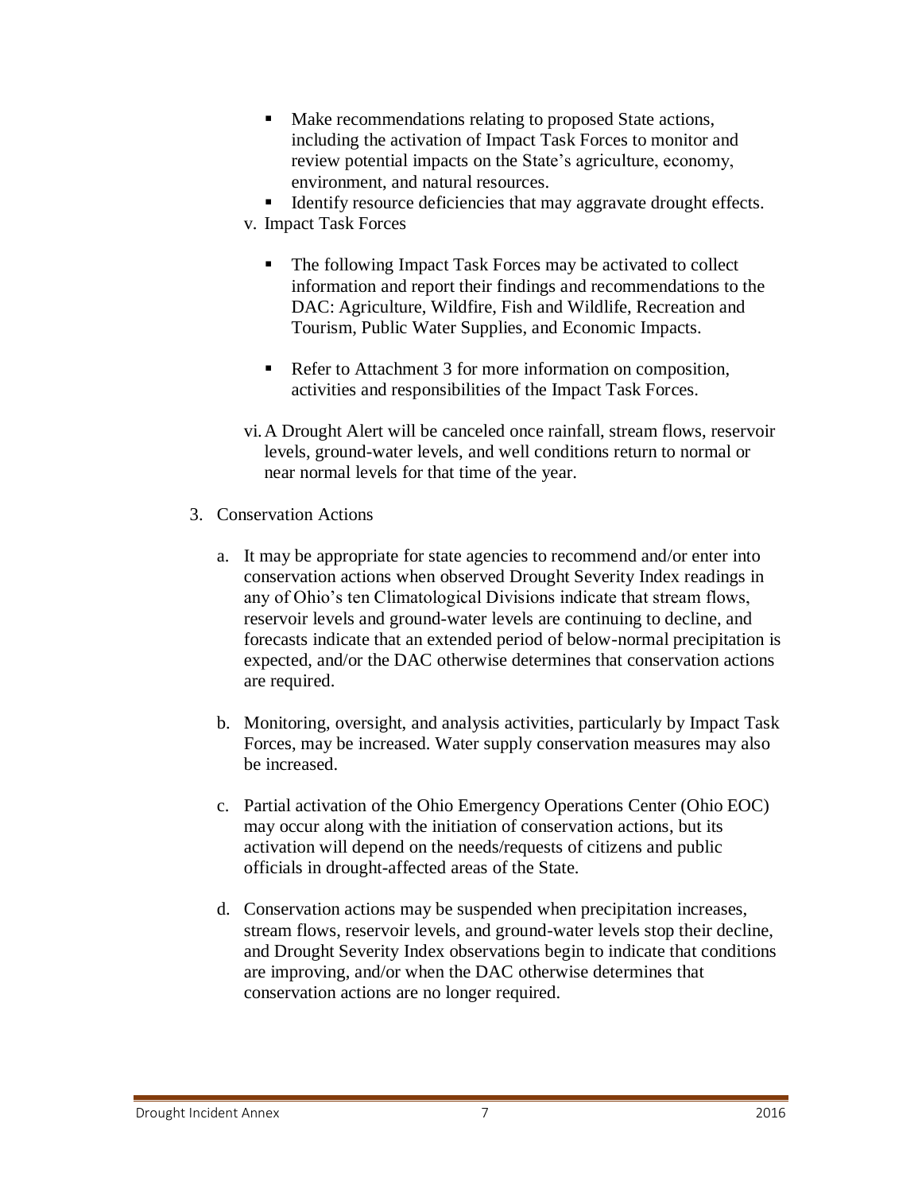- Make recommendations relating to proposed State actions, including the activation of Impact Task Forces to monitor and review potential impacts on the State's agriculture, economy, environment, and natural resources.
- Identify resource deficiencies that may aggravate drought effects.

v. Impact Task Forces

- The following Impact Task Forces may be activated to collect information and report their findings and recommendations to the DAC: Agriculture, Wildfire, Fish and Wildlife, Recreation and Tourism, Public Water Supplies, and Economic Impacts.
- Refer to Attachment 3 for more information on composition, activities and responsibilities of the Impact Task Forces.

vi. A Drought Alert will be canceled once rainfall, stream flows, reservoir levels, ground-water levels, and well conditions return to normal or near normal levels for that time of the year.

3. Conservation Actions

   a. It may be appropriate for state agencies to recommend and/or enter into conservation actions when observed Drought Severity Index readings in any of Ohio's ten Climatological Divisions indicate that stream flows, reservoir levels and ground-water levels are continuing to decline, and forecasts indicate that an extended period of below-normal precipitation is expected, and/or the DAC otherwise determines that conservation actions are required.

   b. Monitoring, oversight, and analysis activities, particularly by Impact Task Forces, may be increased. Water supply conservation measures may also be increased.

   c. Partial activation of the Ohio Emergency Operations Center (Ohio EOC) may occur along with the initiation of conservation actions, but its activation will depend on the needs/requests of citizens and public officials in drought-affected areas of the State.

   d. Conservation actions may be suspended when precipitation increases, stream flows, reservoir levels, and ground-water levels stop their decline, and Drought Severity Index observations begin to indicate that conditions are improving, and/or when the DAC otherwise determines that conservation actions are no longer required.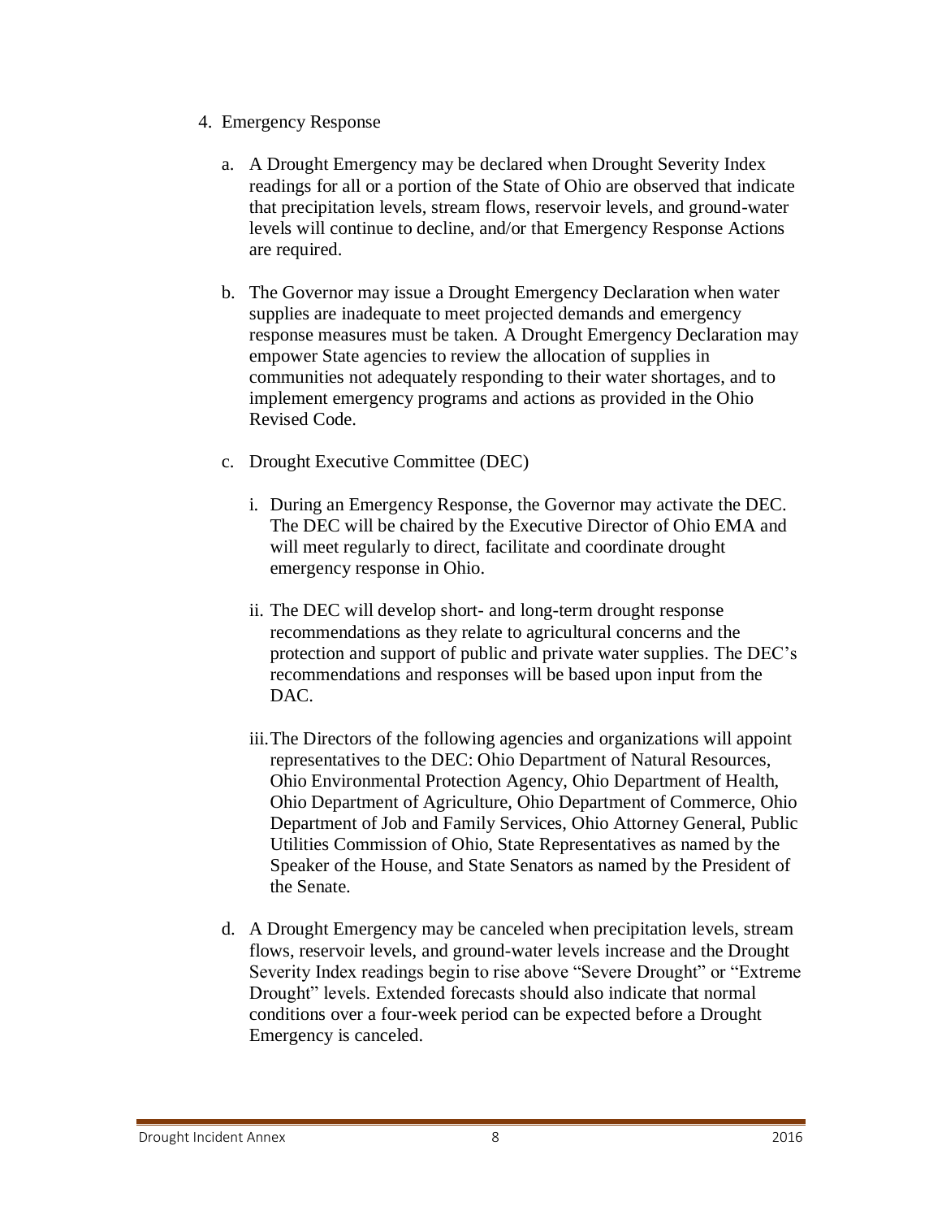4. Emergency Response

   a. A Drought Emergency may be declared when Drought Severity Index readings for all or a portion of the State of Ohio are observed that indicate that precipitation levels, stream flows, reservoir levels, and ground-water levels will continue to decline, and/or that Emergency Response Actions are required.

   b. The Governor may issue a Drought Emergency Declaration when water supplies are inadequate to meet projected demands and emergency response measures must be taken. A Drought Emergency Declaration may empower State agencies to review the allocation of supplies in communities not adequately responding to their water shortages, and to implement emergency programs and actions as provided in the Ohio Revised Code.

   c. Drought Executive Committee (DEC)

      i. During an Emergency Response, the Governor may activate the DEC. The DEC will be chaired by the Executive Director of Ohio EMA and will meet regularly to direct, facilitate and coordinate drought emergency response in Ohio.

      ii. The DEC will develop short- and long-term drought response recommendations as they relate to agricultural concerns and the protection and support of public and private water supplies. The DEC's recommendations and responses will be based upon input from the DAC.

      iii. The Directors of the following agencies and organizations will appoint representatives to the DEC: Ohio Department of Natural Resources, Ohio Environmental Protection Agency, Ohio Department of Health, Ohio Department of Agriculture, Ohio Department of Commerce, Ohio Department of Job and Family Services, Ohio Attorney General, Public Utilities Commission of Ohio, State Representatives as named by the Speaker of the House, and State Senators as named by the President of the Senate.

   d. A Drought Emergency may be canceled when precipitation levels, stream flows, reservoir levels, and ground-water levels increase and the Drought Severity Index readings begin to rise above "Severe Drought" or "Extreme Drought" levels. Extended forecasts should also indicate that normal conditions over a four-week period can be expected before a Drought Emergency is canceled.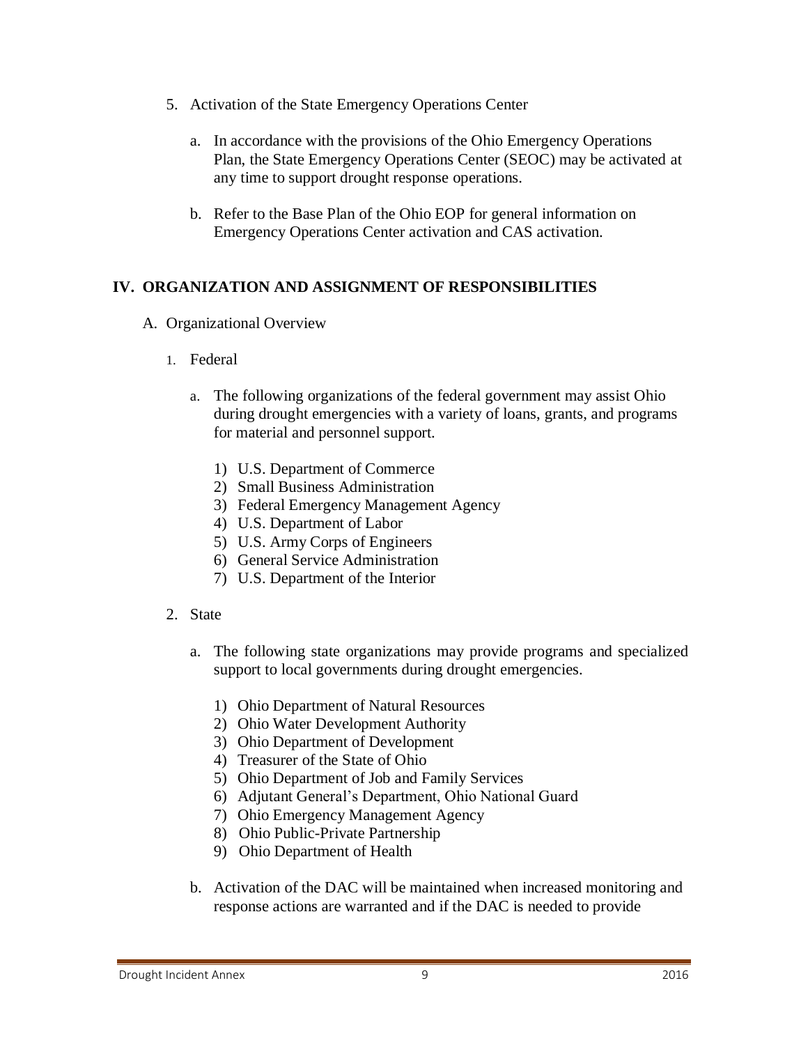5. Activation of the State Emergency Operations Center

    a. In accordance with the provisions of the Ohio Emergency Operations Plan, the State Emergency Operations Center (SEOC) may be activated at any time to support drought response operations.

    b. Refer to the Base Plan of the Ohio EOP for general information on Emergency Operations Center activation and CAS activation.

## IV. ORGANIZATION AND ASSIGNMENT OF RESPONSIBILITIES

A. Organizational Overview

1. Federal

    a. The following organizations of the federal government may assist Ohio during drought emergencies with a variety of loans, grants, and programs for material and personnel support.

        1) U.S. Department of Commerce
        2) Small Business Administration
        3) Federal Emergency Management Agency
        4) U.S. Department of Labor
        5) U.S. Army Corps of Engineers
        6) General Service Administration
        7) U.S. Department of the Interior

2. State

    a. The following state organizations may provide programs and specialized support to local governments during drought emergencies.

        1) Ohio Department of Natural Resources
        2) Ohio Water Development Authority
        3) Ohio Department of Development
        4) Treasurer of the State of Ohio
        5) Ohio Department of Job and Family Services
        6) Adjutant General's Department, Ohio National Guard
        7) Ohio Emergency Management Agency
        8) Ohio Public-Private Partnership
        9) Ohio Department of Health

    b. Activation of the DAC will be maintained when increased monitoring and response actions are warranted and if the DAC is needed to provide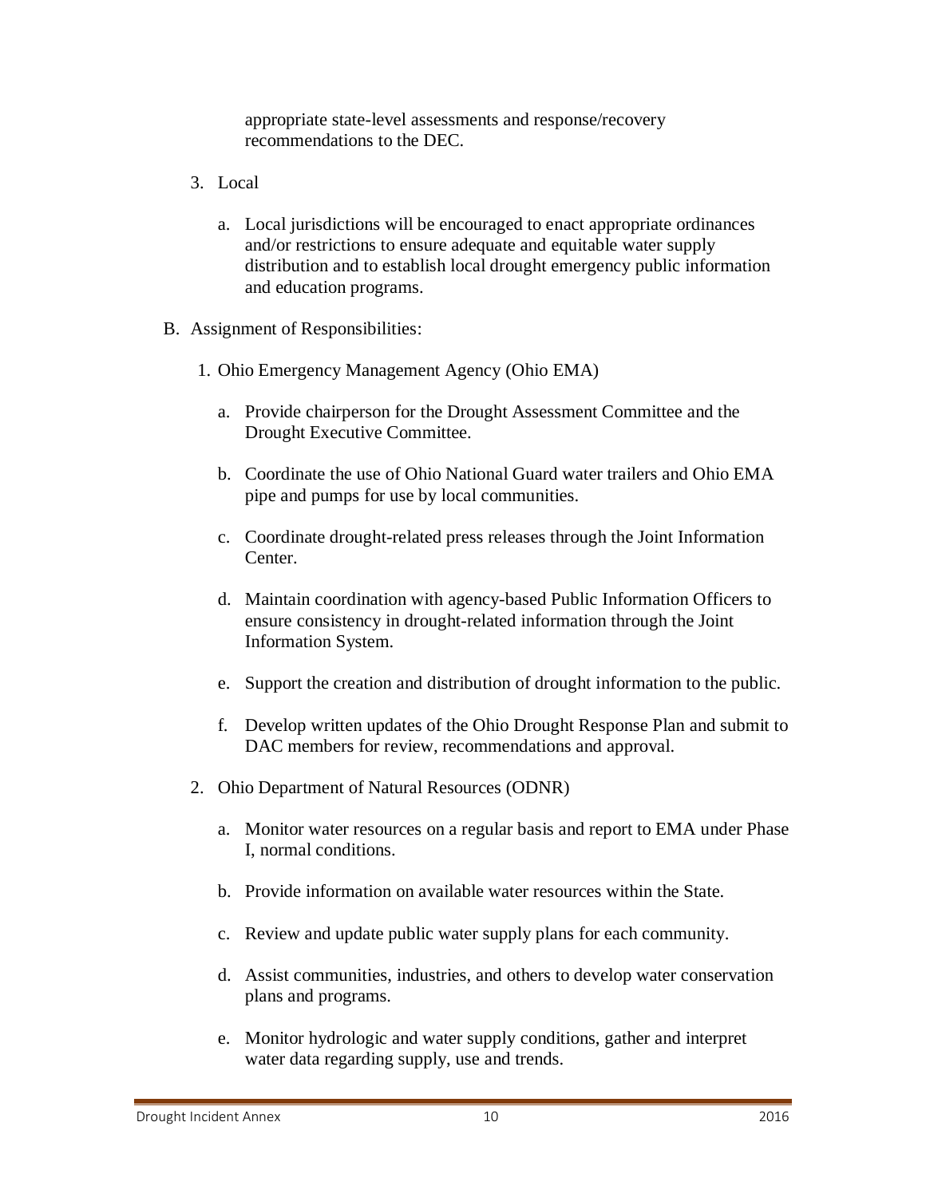appropriate state-level assessments and response/recovery recommendations to the DEC.

3. Local

    a. Local jurisdictions will be encouraged to enact appropriate ordinances and/or restrictions to ensure adequate and equitable water supply distribution and to establish local drought emergency public information and education programs.

B. Assignment of Responsibilities:

1. Ohio Emergency Management Agency (Ohio EMA)

    a. Provide chairperson for the Drought Assessment Committee and the Drought Executive Committee.

    b. Coordinate the use of Ohio National Guard water trailers and Ohio EMA pipe and pumps for use by local communities.

    c. Coordinate drought-related press releases through the Joint Information Center.

    d. Maintain coordination with agency-based Public Information Officers to ensure consistency in drought-related information through the Joint Information System.

    e. Support the creation and distribution of drought information to the public.

    f. Develop written updates of the Ohio Drought Response Plan and submit to DAC members for review, recommendations and approval.

2. Ohio Department of Natural Resources (ODNR)

    a. Monitor water resources on a regular basis and report to EMA under Phase I, normal conditions.

    b. Provide information on available water resources within the State.

    c. Review and update public water supply plans for each community.

    d. Assist communities, industries, and others to develop water conservation plans and programs.

    e. Monitor hydrologic and water supply conditions, gather and interpret water data regarding supply, use and trends.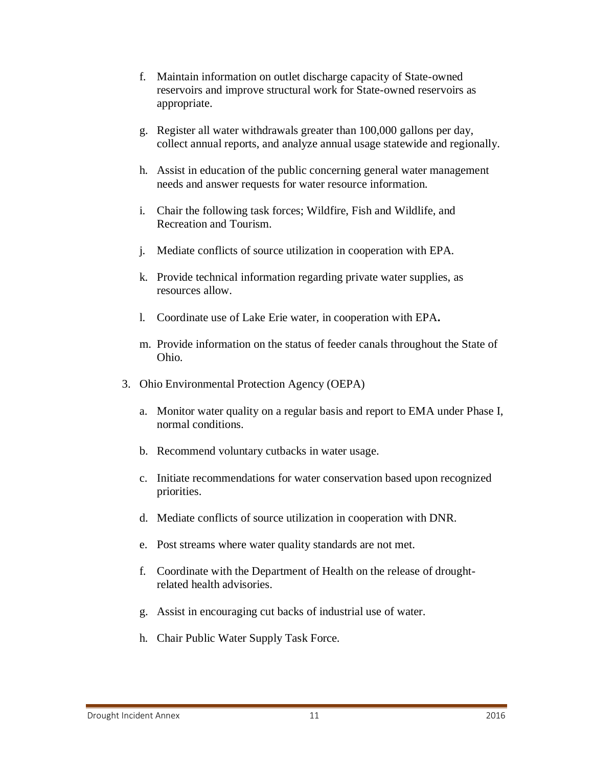f. Maintain information on outlet discharge capacity of State-owned reservoirs and improve structural work for State-owned reservoirs as appropriate.

g. Register all water withdrawals greater than 100,000 gallons per day, collect annual reports, and analyze annual usage statewide and regionally.

h. Assist in education of the public concerning general water management needs and answer requests for water resource information.

i. Chair the following task forces; Wildfire, Fish and Wildlife, and Recreation and Tourism.

j. Mediate conflicts of source utilization in cooperation with EPA.

k. Provide technical information regarding private water supplies, as resources allow.

l. Coordinate use of Lake Erie water, in cooperation with EPA**.**

m. Provide information on the status of feeder canals throughout the State of Ohio.

3. Ohio Environmental Protection Agency (OEPA)

   a. Monitor water quality on a regular basis and report to EMA under Phase I, normal conditions.

   b. Recommend voluntary cutbacks in water usage.

   c. Initiate recommendations for water conservation based upon recognized priorities.

   d. Mediate conflicts of source utilization in cooperation with DNR.

   e. Post streams where water quality standards are not met.

   f. Coordinate with the Department of Health on the release of drought-related health advisories.

   g. Assist in encouraging cut backs of industrial use of water.

   h. Chair Public Water Supply Task Force.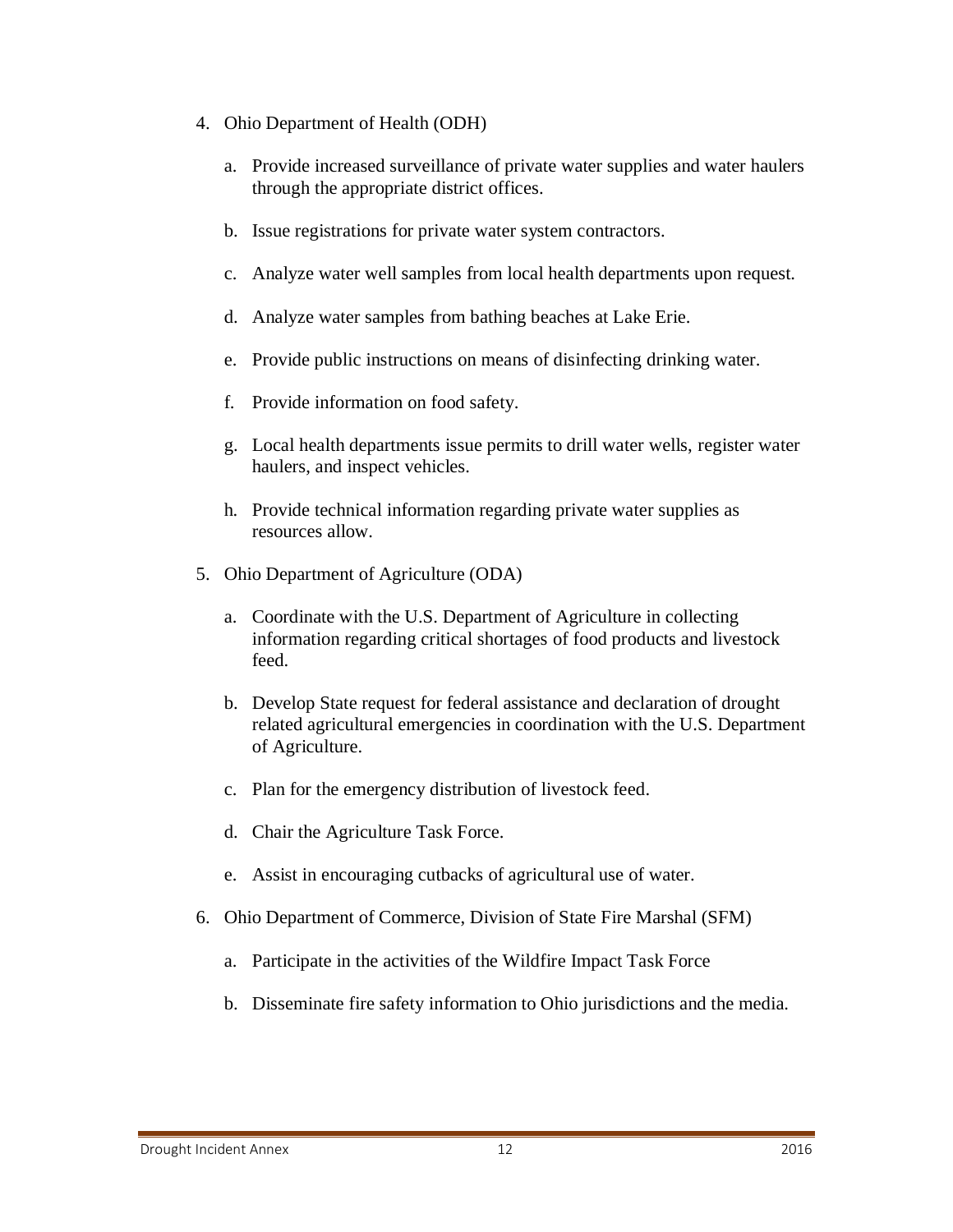4. Ohio Department of Health (ODH)

    a. Provide increased surveillance of private water supplies and water haulers through the appropriate district offices.

    b. Issue registrations for private water system contractors.

    c. Analyze water well samples from local health departments upon request.

    d. Analyze water samples from bathing beaches at Lake Erie.

    e. Provide public instructions on means of disinfecting drinking water.

    f. Provide information on food safety.

    g. Local health departments issue permits to drill water wells, register water haulers, and inspect vehicles.

    h. Provide technical information regarding private water supplies as resources allow.

5. Ohio Department of Agriculture (ODA)

    a. Coordinate with the U.S. Department of Agriculture in collecting information regarding critical shortages of food products and livestock feed.

    b. Develop State request for federal assistance and declaration of drought related agricultural emergencies in coordination with the U.S. Department of Agriculture.

    c. Plan for the emergency distribution of livestock feed.

    d. Chair the Agriculture Task Force.

    e. Assist in encouraging cutbacks of agricultural use of water.

6. Ohio Department of Commerce, Division of State Fire Marshal (SFM)

    a. Participate in the activities of the Wildfire Impact Task Force

    b. Disseminate fire safety information to Ohio jurisdictions and the media.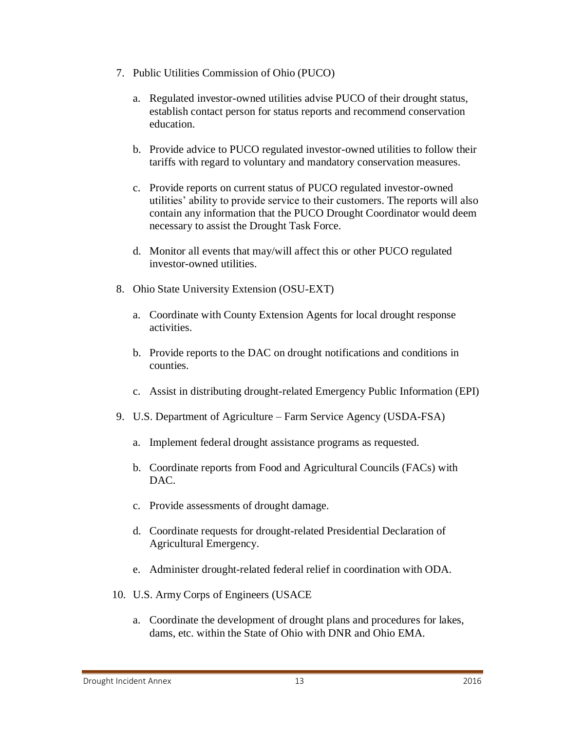7. Public Utilities Commission of Ohio (PUCO)

   a. Regulated investor-owned utilities advise PUCO of their drought status, establish contact person for status reports and recommend conservation education.

   b. Provide advice to PUCO regulated investor-owned utilities to follow their tariffs with regard to voluntary and mandatory conservation measures.

   c. Provide reports on current status of PUCO regulated investor-owned utilities' ability to provide service to their customers. The reports will also contain any information that the PUCO Drought Coordinator would deem necessary to assist the Drought Task Force.

   d. Monitor all events that may/will affect this or other PUCO regulated investor-owned utilities.

8. Ohio State University Extension (OSU-EXT)

   a. Coordinate with County Extension Agents for local drought response activities.

   b. Provide reports to the DAC on drought notifications and conditions in counties.

   c. Assist in distributing drought-related Emergency Public Information (EPI)

9. U.S. Department of Agriculture – Farm Service Agency (USDA-FSA)

   a. Implement federal drought assistance programs as requested.

   b. Coordinate reports from Food and Agricultural Councils (FACs) with DAC.

   c. Provide assessments of drought damage.

   d. Coordinate requests for drought-related Presidential Declaration of Agricultural Emergency.

   e. Administer drought-related federal relief in coordination with ODA.

10. U.S. Army Corps of Engineers (USACE

    a. Coordinate the development of drought plans and procedures for lakes, dams, etc. within the State of Ohio with DNR and Ohio EMA.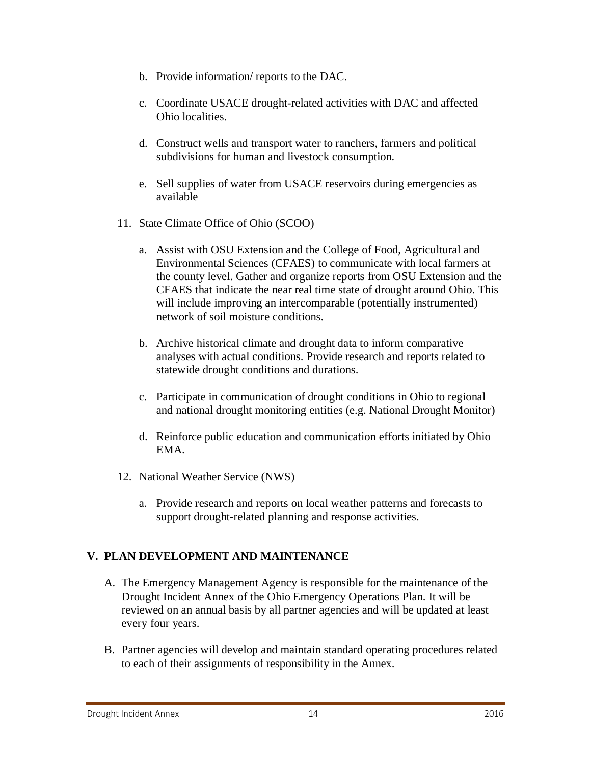b. Provide information/ reports to the DAC.

   c. Coordinate USACE drought-related activities with DAC and affected Ohio localities.

   d. Construct wells and transport water to ranchers, farmers and political subdivisions for human and livestock consumption.

   e. Sell supplies of water from USACE reservoirs during emergencies as available

11. State Climate Office of Ohio (SCOO)

   a. Assist with OSU Extension and the College of Food, Agricultural and Environmental Sciences (CFAES) to communicate with local farmers at the county level. Gather and organize reports from OSU Extension and the CFAES that indicate the near real time state of drought around Ohio. This will include improving an intercomparable (potentially instrumented) network of soil moisture conditions.

   b. Archive historical climate and drought data to inform comparative analyses with actual conditions. Provide research and reports related to statewide drought conditions and durations.

   c. Participate in communication of drought conditions in Ohio to regional and national drought monitoring entities (e.g. National Drought Monitor)

   d. Reinforce public education and communication efforts initiated by Ohio EMA.

12. National Weather Service (NWS)

   a. Provide research and reports on local weather patterns and forecasts to support drought-related planning and response activities.

## V. PLAN DEVELOPMENT AND MAINTENANCE

A. The Emergency Management Agency is responsible for the maintenance of the Drought Incident Annex of the Ohio Emergency Operations Plan. It will be reviewed on an annual basis by all partner agencies and will be updated at least every four years.

B. Partner agencies will develop and maintain standard operating procedures related to each of their assignments of responsibility in the Annex.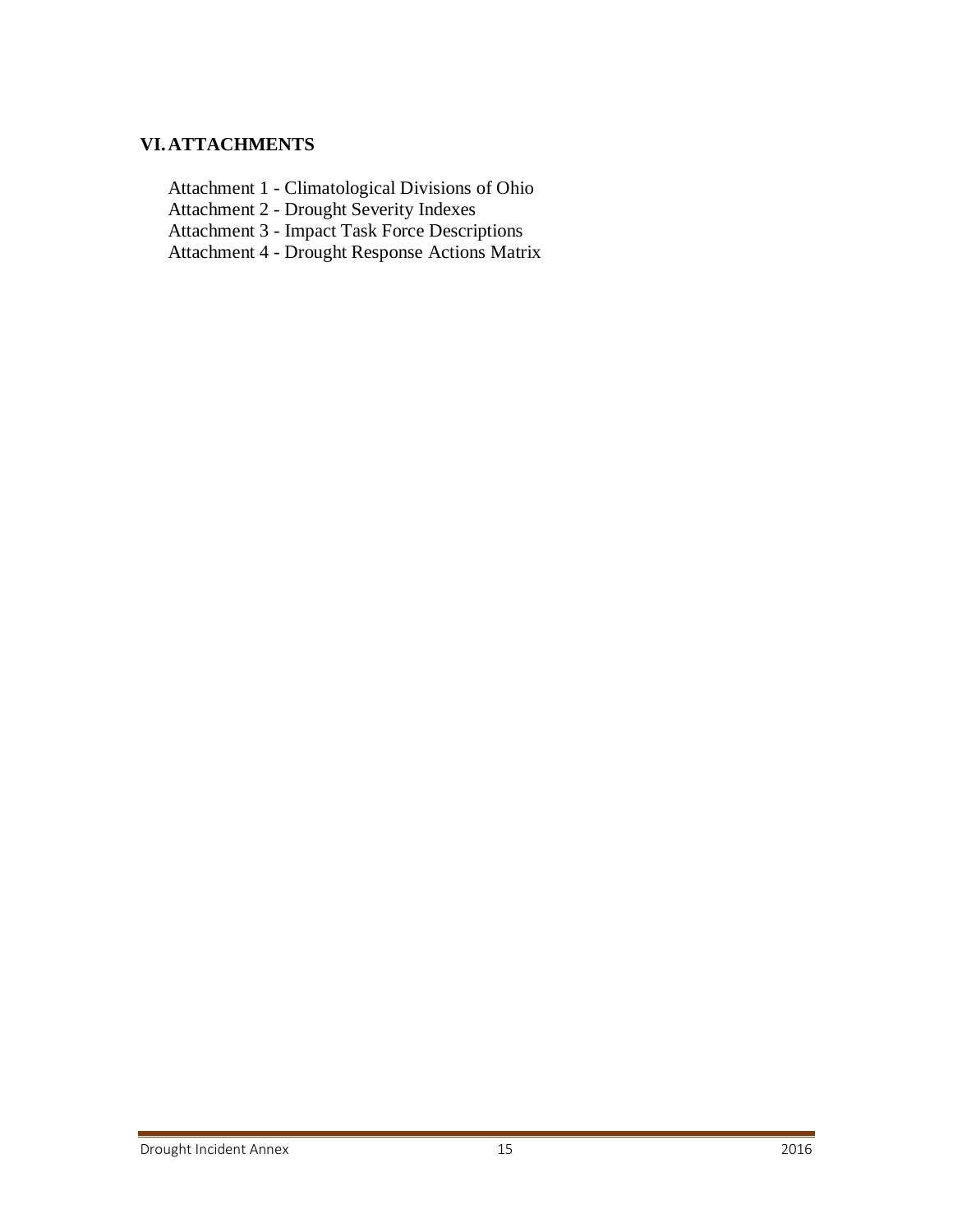## VI. ATTACHMENTS

Attachment 1 - Climatological Divisions of Ohio
Attachment 2 - Drought Severity Indexes
Attachment 3 - Impact Task Force Descriptions
Attachment 4 - Drought Response Actions Matrix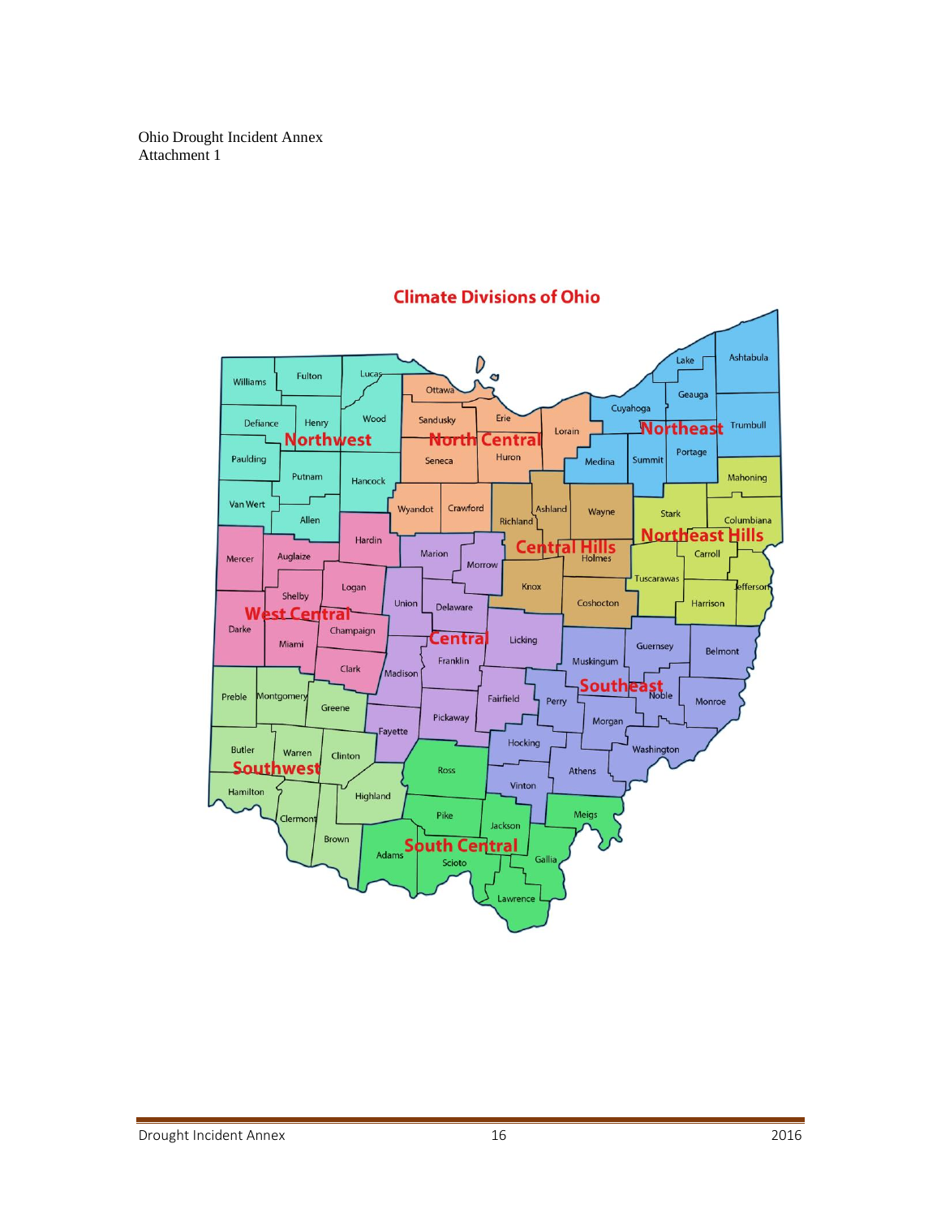Ohio Drought Incident Annex
Attachment 1

## Climate Divisions of Ohio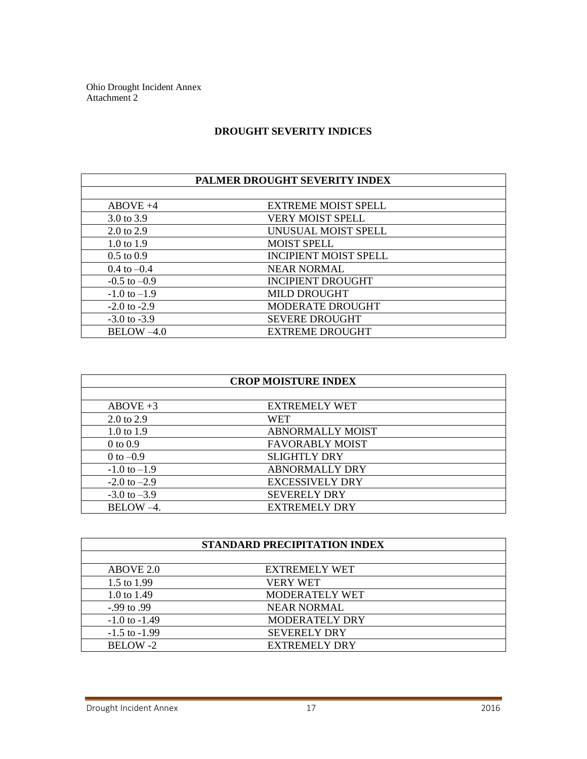Ohio Drought Incident Annex
Attachment 2

## DROUGHT SEVERITY INDICES

| PALMER DROUGHT SEVERITY INDEX | |
|---|---|
| | |
| ABOVE +4 | EXTREME MOIST SPELL |
| 3.0 to 3.9 | VERY MOIST SPELL |
| 2.0 to 2.9 | UNUSUAL MOIST SPELL |
| 1.0 to 1.9 | MOIST SPELL |
| 0.5 to 0.9 | INCIPIENT MOIST SPELL |
| 0.4 to –0.4 | NEAR NORMAL |
| -0.5 to –0.9 | INCIPIENT DROUGHT |
| -1.0 to –1.9 | MILD DROUGHT |
| -2.0 to -2.9 | MODERATE DROUGHT |
| -3.0 to -3.9 | SEVERE DROUGHT |
| BELOW –4.0 | EXTREME DROUGHT |

| CROP MOISTURE INDEX | |
|---|---|
| | |
| ABOVE +3 | EXTREMELY WET |
| 2.0 to 2.9 | WET |
| 1.0 to 1.9 | ABNORMALLY MOIST |
| 0 to 0.9 | FAVORABLY MOIST |
| 0 to –0.9 | SLIGHTLY DRY |
| -1.0 to –1.9 | ABNORMALLY DRY |
| -2.0 to –2.9 | EXCESSIVELY DRY |
| -3.0 to –3.9 | SEVERELY DRY |
| BELOW –4. | EXTREMELY DRY |

| STANDARD PRECIPITATION INDEX | |
|---|---|
| | |
| ABOVE 2.0 | EXTREMELY WET |
| 1.5 to 1.99 | VERY WET |
| 1.0 to 1.49 | MODERATELY WET |
| -.99 to .99 | NEAR NORMAL |
| -1.0 to -1.49 | MODERATELY DRY |
| -1.5 to -1.99 | SEVERELY DRY |
| BELOW -2 | EXTREMELY DRY |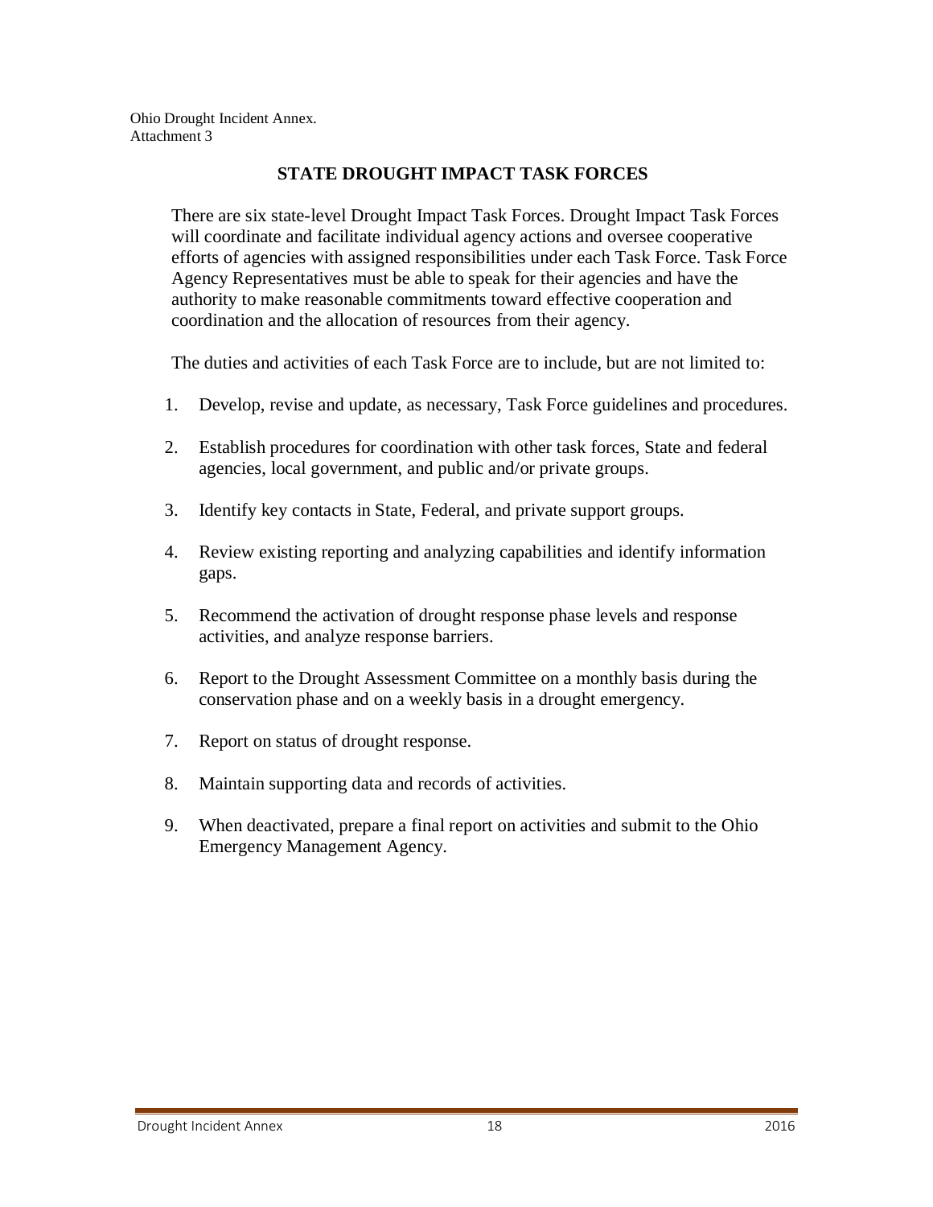Ohio Drought Incident Annex.
Attachment 3

## STATE DROUGHT IMPACT TASK FORCES

There are six state-level Drought Impact Task Forces. Drought Impact Task Forces will coordinate and facilitate individual agency actions and oversee cooperative efforts of agencies with assigned responsibilities under each Task Force. Task Force Agency Representatives must be able to speak for their agencies and have the authority to make reasonable commitments toward effective cooperation and coordination and the allocation of resources from their agency.

The duties and activities of each Task Force are to include, but are not limited to:

1. Develop, revise and update, as necessary, Task Force guidelines and procedures.
2. Establish procedures for coordination with other task forces, State and federal agencies, local government, and public and/or private groups.
3. Identify key contacts in State, Federal, and private support groups.
4. Review existing reporting and analyzing capabilities and identify information gaps.
5. Recommend the activation of drought response phase levels and response activities, and analyze response barriers.
6. Report to the Drought Assessment Committee on a monthly basis during the conservation phase and on a weekly basis in a drought emergency.
7. Report on status of drought response.
8. Maintain supporting data and records of activities.
9. When deactivated, prepare a final report on activities and submit to the Ohio Emergency Management Agency.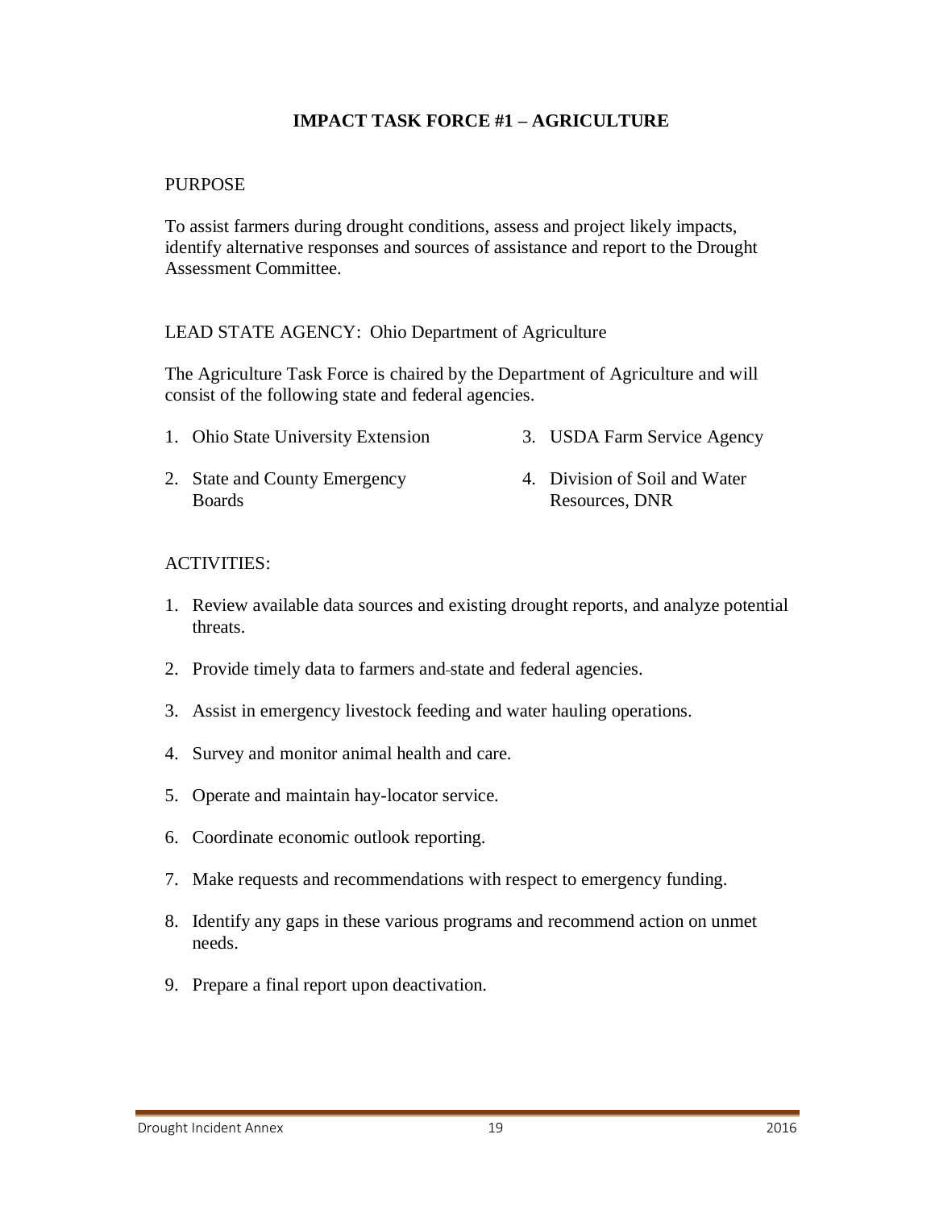# IMPACT TASK FORCE #1 – AGRICULTURE

PURPOSE

To assist farmers during drought conditions, assess and project likely impacts, identify alternative responses and sources of assistance and report to the Drought Assessment Committee.

LEAD STATE AGENCY: Ohio Department of Agriculture

The Agriculture Task Force is chaired by the Department of Agriculture and will consist of the following state and federal agencies.

1. Ohio State University Extension
2. State and County Emergency Boards
3. USDA Farm Service Agency
4. Division of Soil and Water Resources, DNR

ACTIVITIES:

1. Review available data sources and existing drought reports, and analyze potential threats.
2. Provide timely data to farmers and state and federal agencies.
3. Assist in emergency livestock feeding and water hauling operations.
4. Survey and monitor animal health and care.
5. Operate and maintain hay-locator service.
6. Coordinate economic outlook reporting.
7. Make requests and recommendations with respect to emergency funding.
8. Identify any gaps in these various programs and recommend action on unmet needs.
9. Prepare a final report upon deactivation.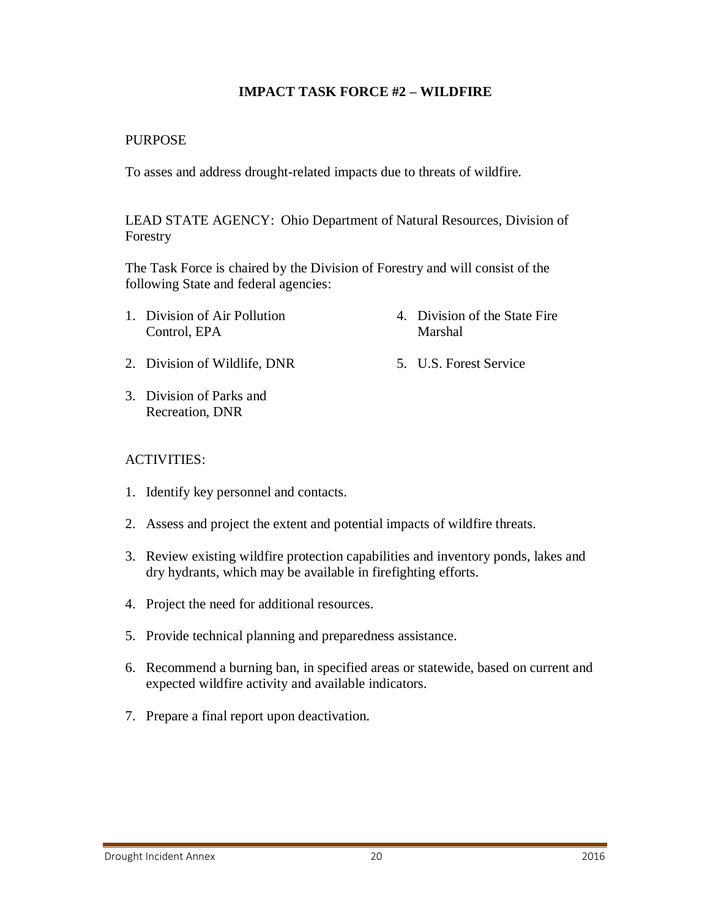## IMPACT TASK FORCE #2 – WILDFIRE

PURPOSE

To asses and address drought-related impacts due to threats of wildfire.

LEAD STATE AGENCY: Ohio Department of Natural Resources, Division of Forestry

The Task Force is chaired by the Division of Forestry and will consist of the following State and federal agencies:

1. Division of Air Pollution Control, EPA
2. Division of Wildlife, DNR
3. Division of Parks and Recreation, DNR
4. Division of the State Fire Marshal
5. U.S. Forest Service

ACTIVITIES:

1. Identify key personnel and contacts.
2. Assess and project the extent and potential impacts of wildfire threats.
3. Review existing wildfire protection capabilities and inventory ponds, lakes and dry hydrants, which may be available in firefighting efforts.
4. Project the need for additional resources.
5. Provide technical planning and preparedness assistance.
6. Recommend a burning ban, in specified areas or statewide, based on current and expected wildfire activity and available indicators.
7. Prepare a final report upon deactivation.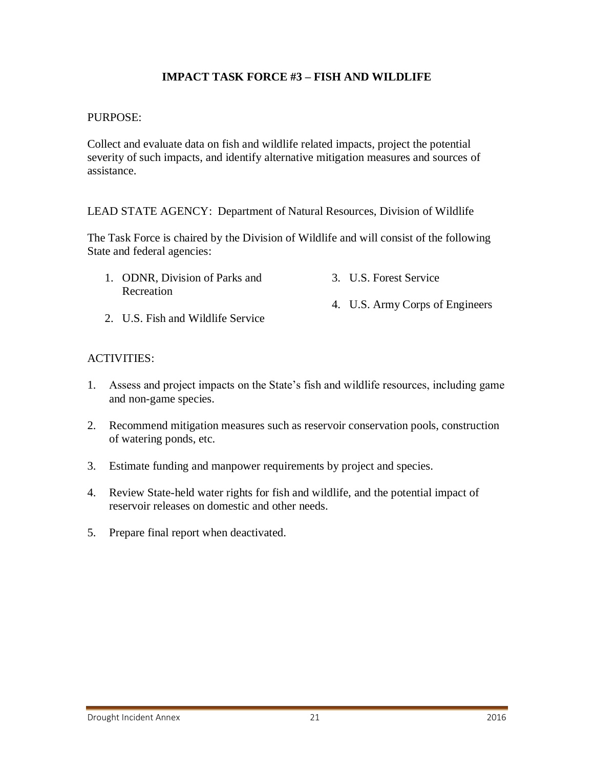## IMPACT TASK FORCE #3 – FISH AND WILDLIFE

PURPOSE:

Collect and evaluate data on fish and wildlife related impacts, project the potential severity of such impacts, and identify alternative mitigation measures and sources of assistance.

LEAD STATE AGENCY: Department of Natural Resources, Division of Wildlife

The Task Force is chaired by the Division of Wildlife and will consist of the following State and federal agencies:

1. ODNR, Division of Parks and Recreation
2. U.S. Fish and Wildlife Service
3. U.S. Forest Service
4. U.S. Army Corps of Engineers

ACTIVITIES:

1. Assess and project impacts on the State's fish and wildlife resources, including game and non-game species.
2. Recommend mitigation measures such as reservoir conservation pools, construction of watering ponds, etc.
3. Estimate funding and manpower requirements by project and species.
4. Review State-held water rights for fish and wildlife, and the potential impact of reservoir releases on domestic and other needs.
5. Prepare final report when deactivated.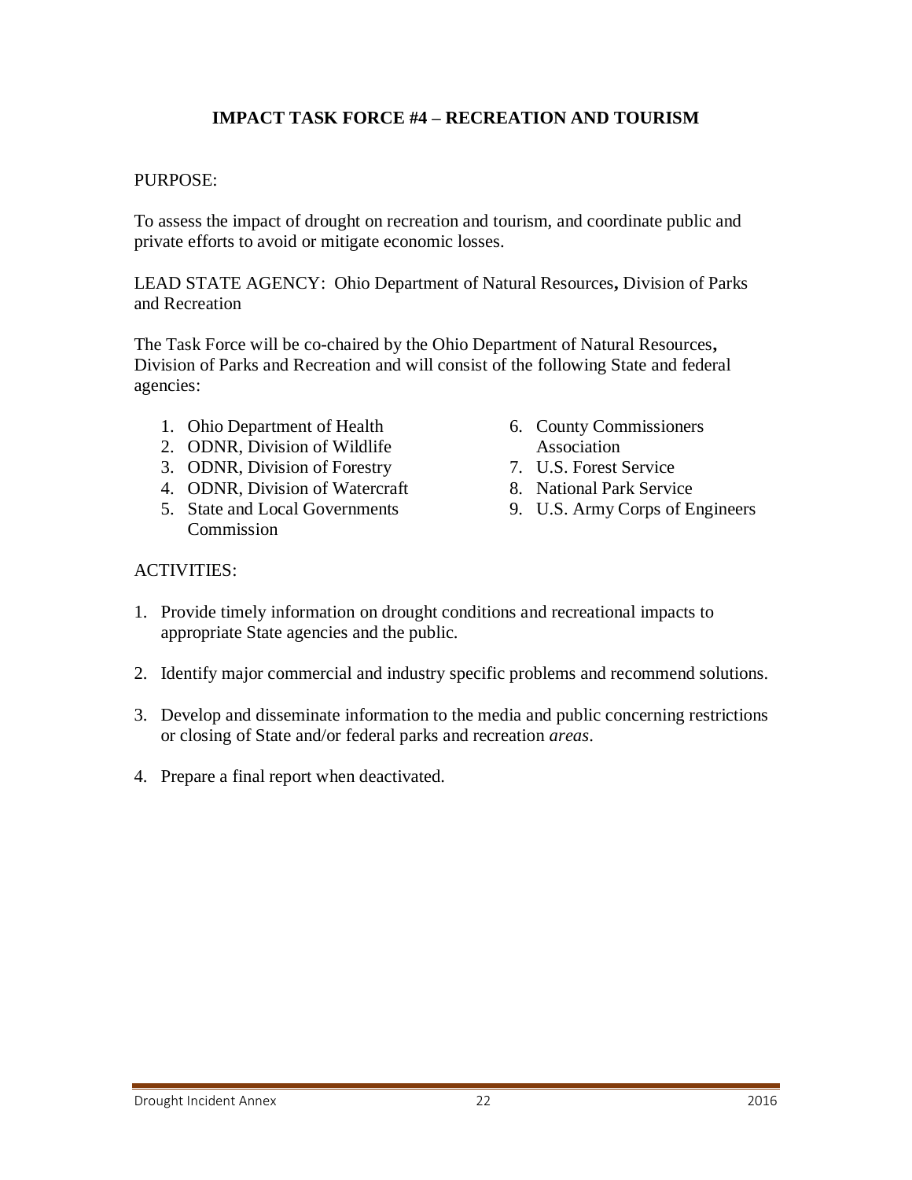## IMPACT TASK FORCE #4 – RECREATION AND TOURISM

PURPOSE:

To assess the impact of drought on recreation and tourism, and coordinate public and private efforts to avoid or mitigate economic losses.

LEAD STATE AGENCY: Ohio Department of Natural Resources**,** Division of Parks and Recreation

The Task Force will be co-chaired by the Ohio Department of Natural Resources**,** Division of Parks and Recreation and will consist of the following State and federal agencies:

1. Ohio Department of Health
2. ODNR, Division of Wildlife
3. ODNR, Division of Forestry
4. ODNR, Division of Watercraft
5. State and Local Governments Commission
6. County Commissioners Association
7. U.S. Forest Service
8. National Park Service
9. U.S. Army Corps of Engineers

ACTIVITIES:

1. Provide timely information on drought conditions and recreational impacts to appropriate State agencies and the public.
2. Identify major commercial and industry specific problems and recommend solutions.
3. Develop and disseminate information to the media and public concerning restrictions or closing of State and/or federal parks and recreation *areas*.
4. Prepare a final report when deactivated.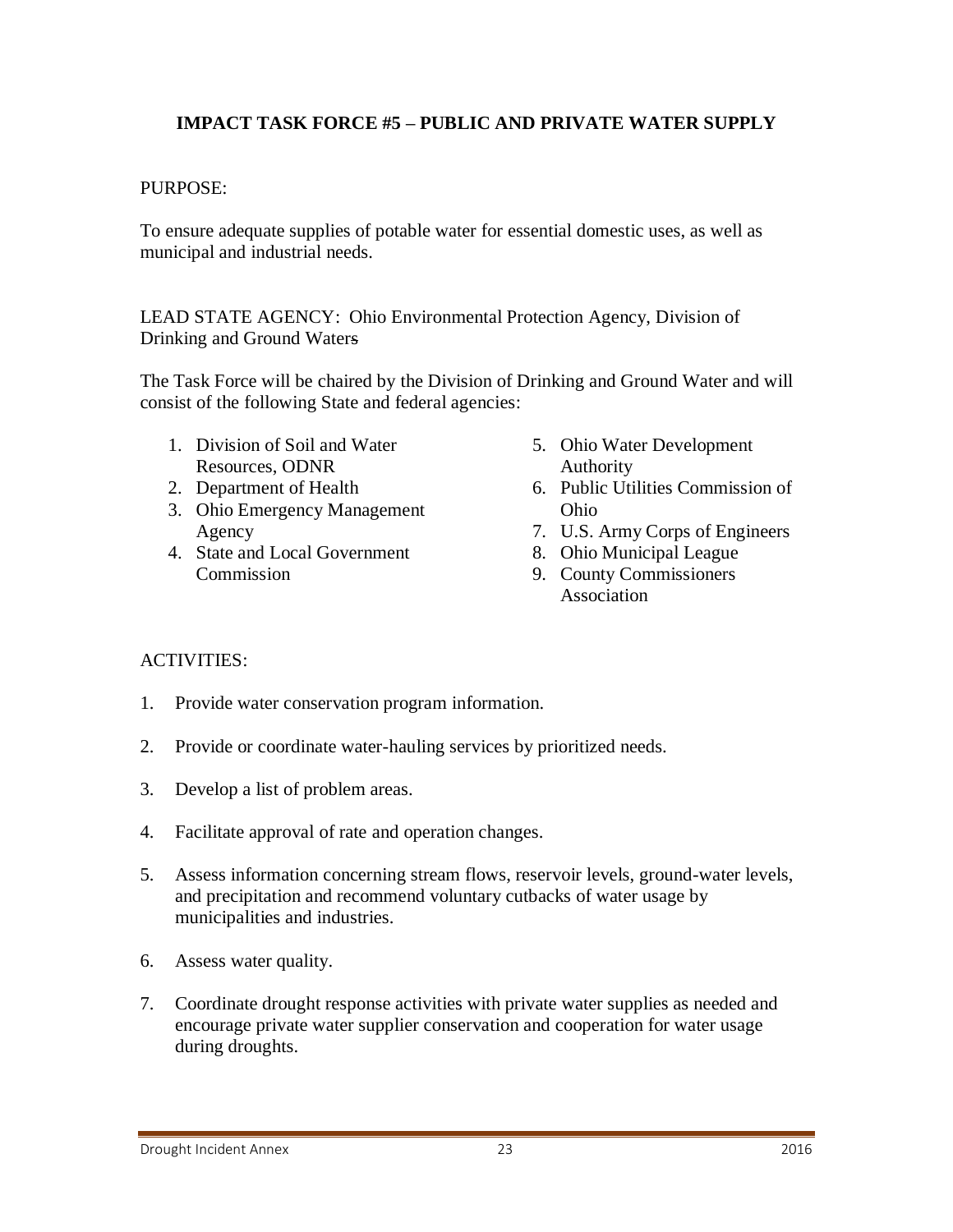## IMPACT TASK FORCE #5 – PUBLIC AND PRIVATE WATER SUPPLY

PURPOSE:

To ensure adequate supplies of potable water for essential domestic uses, as well as municipal and industrial needs.

LEAD STATE AGENCY: Ohio Environmental Protection Agency, Division of Drinking and Ground Waters

The Task Force will be chaired by the Division of Drinking and Ground Water and will consist of the following State and federal agencies:

1. Division of Soil and Water Resources, ODNR
2. Department of Health
3. Ohio Emergency Management Agency
4. State and Local Government Commission
5. Ohio Water Development Authority
6. Public Utilities Commission of Ohio
7. U.S. Army Corps of Engineers
8. Ohio Municipal League
9. County Commissioners Association

ACTIVITIES:

1. Provide water conservation program information.
2. Provide or coordinate water-hauling services by prioritized needs.
3. Develop a list of problem areas.
4. Facilitate approval of rate and operation changes.
5. Assess information concerning stream flows, reservoir levels, ground-water levels, and precipitation and recommend voluntary cutbacks of water usage by municipalities and industries.
6. Assess water quality.
7. Coordinate drought response activities with private water supplies as needed and encourage private water supplier conservation and cooperation for water usage during droughts.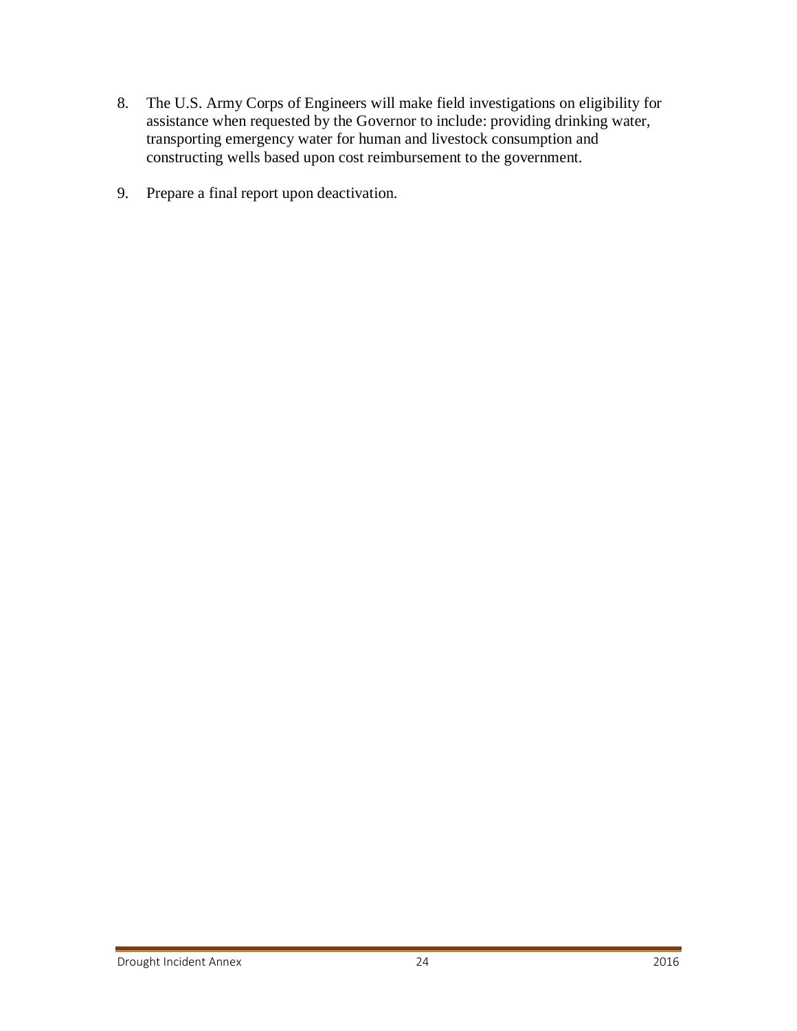8. The U.S. Army Corps of Engineers will make field investigations on eligibility for assistance when requested by the Governor to include: providing drinking water, transporting emergency water for human and livestock consumption and constructing wells based upon cost reimbursement to the government.

9. Prepare a final report upon deactivation.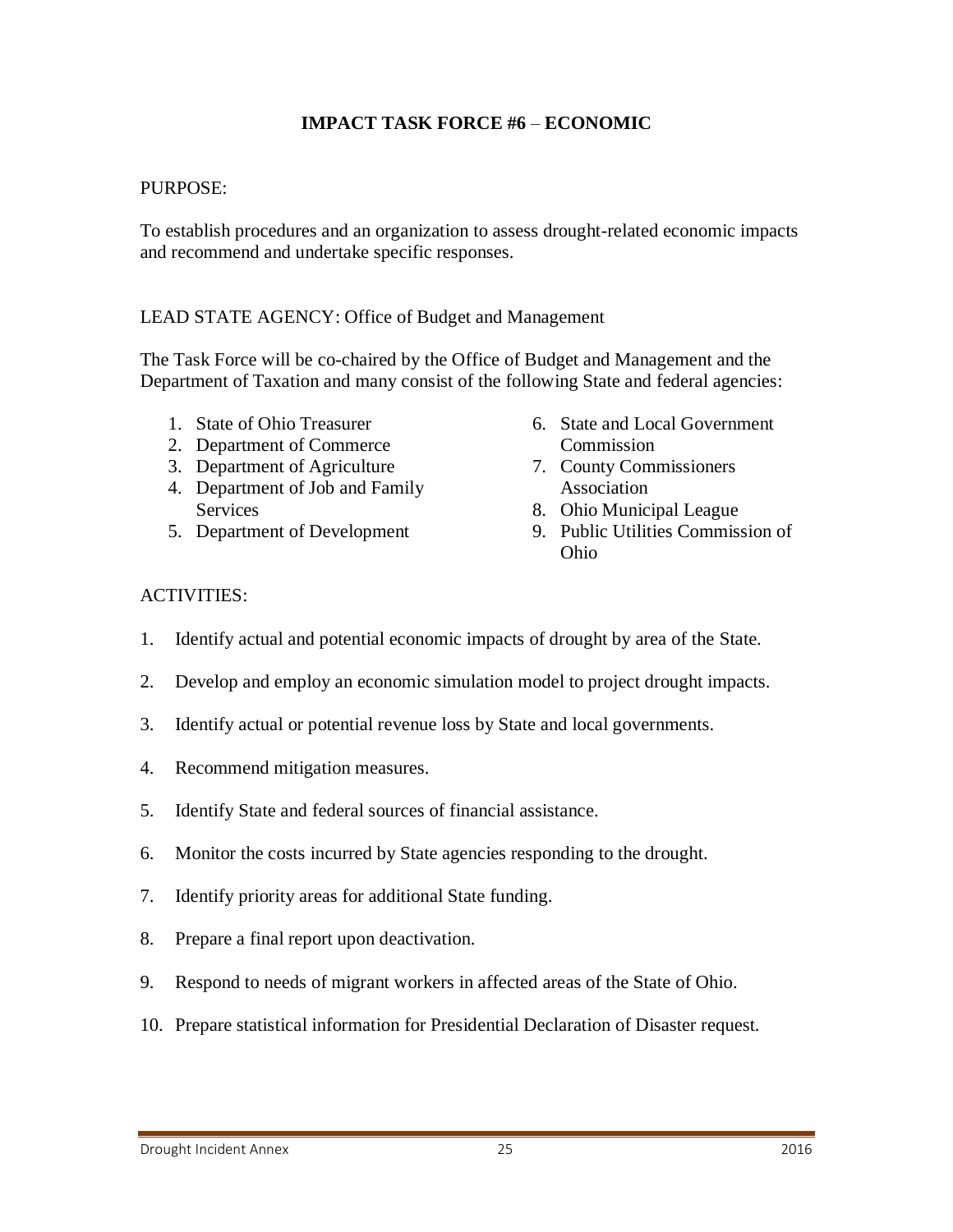## **IMPACT TASK FORCE #6** – **ECONOMIC**

PURPOSE:

To establish procedures and an organization to assess drought-related economic impacts and recommend and undertake specific responses.

LEAD STATE AGENCY: Office of Budget and Management

The Task Force will be co-chaired by the Office of Budget and Management and the Department of Taxation and many consist of the following State and federal agencies:

1. State of Ohio Treasurer
2. Department of Commerce
3. Department of Agriculture
4. Department of Job and Family Services
5. Department of Development
6. State and Local Government Commission
7. County Commissioners Association
8. Ohio Municipal League
9. Public Utilities Commission of Ohio

ACTIVITIES:

1. Identify actual and potential economic impacts of drought by area of the State.
2. Develop and employ an economic simulation model to project drought impacts.
3. Identify actual or potential revenue loss by State and local governments.
4. Recommend mitigation measures.
5. Identify State and federal sources of financial assistance.
6. Monitor the costs incurred by State agencies responding to the drought.
7. Identify priority areas for additional State funding.
8. Prepare a final report upon deactivation.
9. Respond to needs of migrant workers in affected areas of the State of Ohio.
10. Prepare statistical information for Presidential Declaration of Disaster request.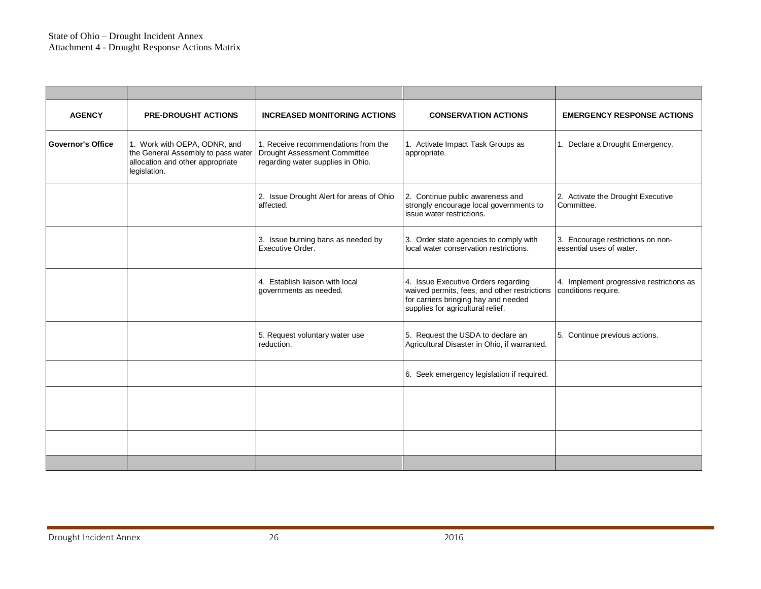| AGENCY | PRE-DROUGHT ACTIONS | INCREASED MONITORING ACTIONS | CONSERVATION ACTIONS | EMERGENCY RESPONSE ACTIONS |
|---|---|---|---|---|
| **Governor's Office** | 1. Work with OEPA, ODNR, and the General Assembly to pass water allocation and other appropriate legislation. | 1. Receive recommendations from the Drought Assessment Committee regarding water supplies in Ohio. | 1. Activate Impact Task Groups as appropriate. | 1. Declare a Drought Emergency. |
| | | 2. Issue Drought Alert for areas of Ohio affected. | 2. Continue public awareness and strongly encourage local governments to issue water restrictions. | 2. Activate the Drought Executive Committee. |
| | | 3. Issue burning bans as needed by Executive Order. | 3. Order state agencies to comply with local water conservation restrictions. | 3. Encourage restrictions on non-essential uses of water. |
| | | 4. Establish liaison with local governments as needed. | 4. Issue Executive Orders regarding waived permits, fees, and other restrictions for carriers bringing hay and needed supplies for agricultural relief. | 4. Implement progressive restrictions as conditions require. |
| | | 5. Request voluntary water use reduction. | 5. Request the USDA to declare an Agricultural Disaster in Ohio, if warranted. | 5. Continue previous actions. |
| | | | 6. Seek emergency legislation if required. | |
| | | | | |
| | | | | |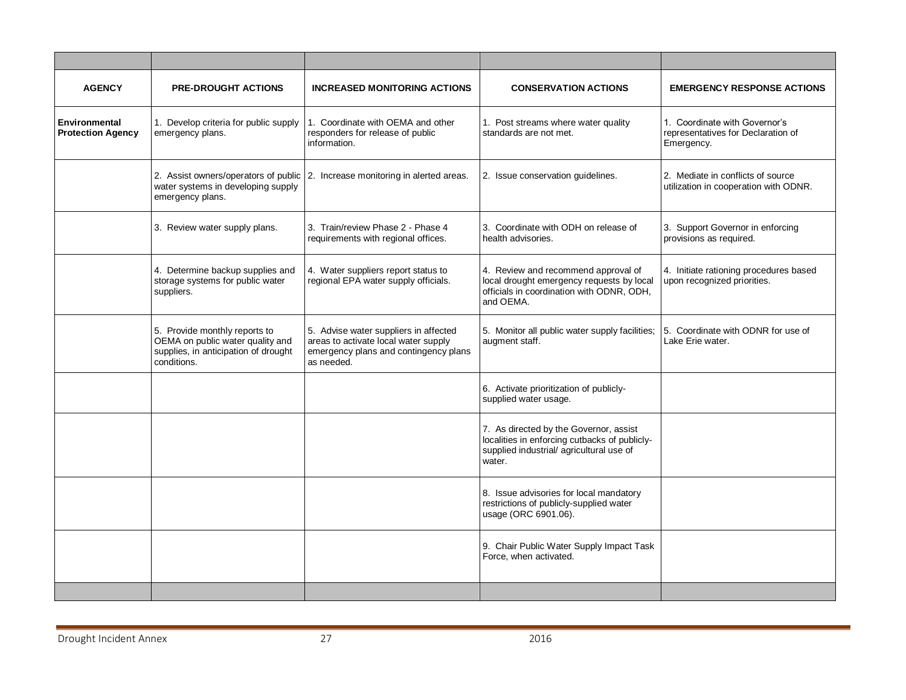| AGENCY | PRE-DROUGHT ACTIONS | INCREASED MONITORING ACTIONS | CONSERVATION ACTIONS | EMERGENCY RESPONSE ACTIONS |
|---|---|---|---|---|
| **Environmental Protection Agency** | 1. Develop criteria for public supply emergency plans. | 1. Coordinate with OEMA and other responders for release of public information. | 1. Post streams where water quality standards are not met. | 1. Coordinate with Governor's representatives for Declaration of Emergency. |
| | 2. Assist owners/operators of public water systems in developing supply emergency plans. | 2. Increase monitoring in alerted areas. | 2. Issue conservation guidelines. | 2. Mediate in conflicts of source utilization in cooperation with ODNR. |
| | 3. Review water supply plans. | 3. Train/review Phase 2 - Phase 4 requirements with regional offices. | 3. Coordinate with ODH on release of health advisories. | 3. Support Governor in enforcing provisions as required. |
| | 4. Determine backup supplies and storage systems for public water suppliers. | 4. Water suppliers report status to regional EPA water supply officials. | 4. Review and recommend approval of local drought emergency requests by local officials in coordination with ODNR, ODH, and OEMA. | 4. Initiate rationing procedures based upon recognized priorities. |
| | 5. Provide monthly reports to OEMA on public water quality and supplies, in anticipation of drought conditions. | 5. Advise water suppliers in affected areas to activate local water supply emergency plans and contingency plans as needed. | 5. Monitor all public water supply facilities; augment staff. | 5. Coordinate with ODNR for use of Lake Erie water. |
| | | | 6. Activate prioritization of publicly-supplied water usage. | |
| | | | 7. As directed by the Governor, assist localities in enforcing cutbacks of publicly-supplied industrial/ agricultural use of water. | |
| | | | 8. Issue advisories for local mandatory restrictions of publicly-supplied water usage (ORC 6901.06). | |
| | | | 9. Chair Public Water Supply Impact Task Force, when activated. | |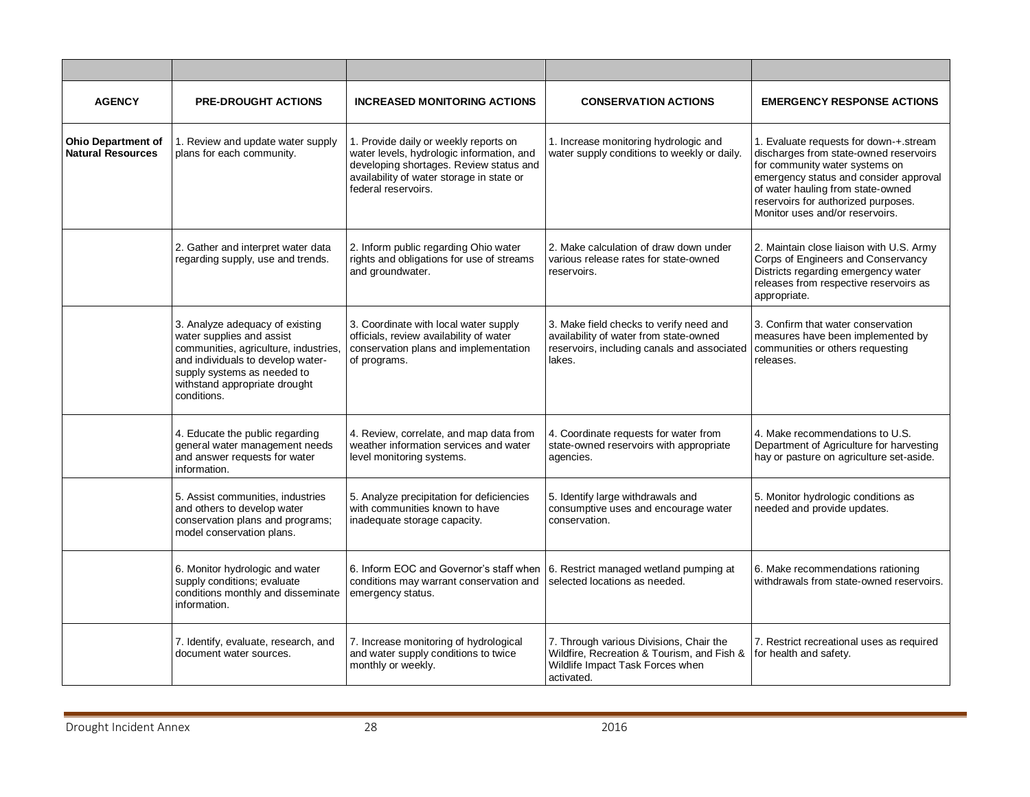| AGENCY | PRE-DROUGHT ACTIONS | INCREASED MONITORING ACTIONS | CONSERVATION ACTIONS | EMERGENCY RESPONSE ACTIONS |
|---|---|---|---|---|
| **Ohio Department of Natural Resources** | 1. Review and update water supply plans for each community. | 1. Provide daily or weekly reports on water levels, hydrologic information, and developing shortages. Review status and availability of water storage in state or federal reservoirs. | 1. Increase monitoring hydrologic and water supply conditions to weekly or daily. | 1. Evaluate requests for down-+.stream discharges from state-owned reservoirs for community water systems on emergency status and consider approval of water hauling from state-owned reservoirs for authorized purposes. Monitor uses and/or reservoirs. |
| | 2. Gather and interpret water data regarding supply, use and trends. | 2. Inform public regarding Ohio water rights and obligations for use of streams and groundwater. | 2. Make calculation of draw down under various release rates for state-owned reservoirs. | 2. Maintain close liaison with U.S. Army Corps of Engineers and Conservancy Districts regarding emergency water releases from respective reservoirs as appropriate. |
| | 3. Analyze adequacy of existing water supplies and assist communities, agriculture, industries, and individuals to develop water-supply systems as needed to withstand appropriate drought conditions. | 3. Coordinate with local water supply officials, review availability of water conservation plans and implementation of programs. | 3. Make field checks to verify need and availability of water from state-owned reservoirs, including canals and associated lakes. | 3. Confirm that water conservation measures have been implemented by communities or others requesting releases. |
| | 4. Educate the public regarding general water management needs and answer requests for water information. | 4. Review, correlate, and map data from weather information services and water level monitoring systems. | 4. Coordinate requests for water from state-owned reservoirs with appropriate agencies. | 4. Make recommendations to U.S. Department of Agriculture for harvesting hay or pasture on agriculture set-aside. |
| | 5. Assist communities, industries and others to develop water conservation plans and programs; model conservation plans. | 5. Analyze precipitation for deficiencies with communities known to have inadequate storage capacity. | 5. Identify large withdrawals and consumptive uses and encourage water conservation. | 5. Monitor hydrologic conditions as needed and provide updates. |
| | 6. Monitor hydrologic and water supply conditions; evaluate conditions monthly and disseminate information. | 6. Inform EOC and Governor's staff when conditions may warrant conservation and emergency status. | 6. Restrict managed wetland pumping at selected locations as needed. | 6. Make recommendations rationing withdrawals from state-owned reservoirs. |
| | 7. Identify, evaluate, research, and document water sources. | 7. Increase monitoring of hydrological and water supply conditions to twice monthly or weekly. | 7. Through various Divisions, Chair the Wildfire, Recreation & Tourism, and Fish & Wildlife Impact Task Forces when activated. | 7. Restrict recreational uses as required for health and safety. |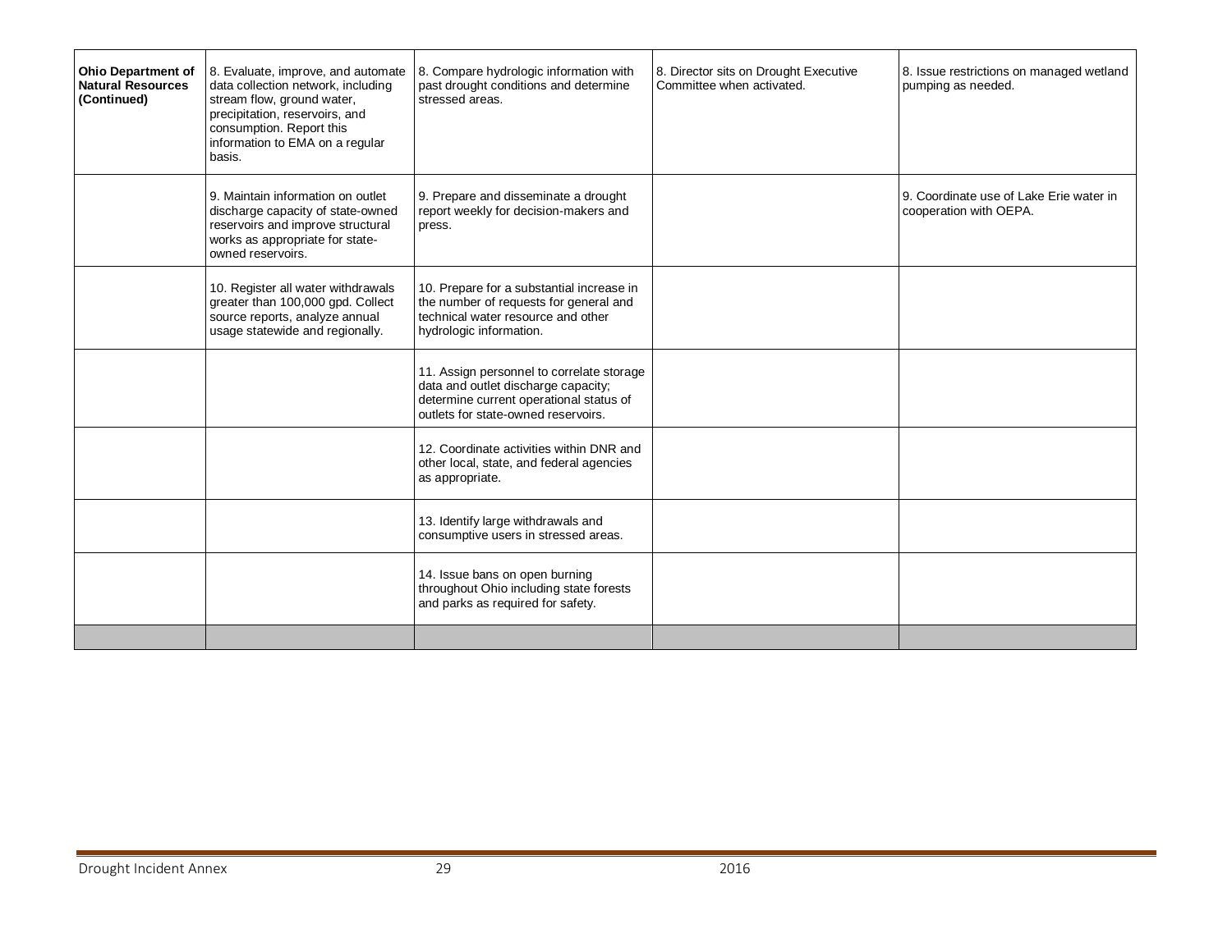| Ohio Department of Natural Resources (Continued) | 8. Evaluate, improve, and automate data collection network, including stream flow, ground water, precipitation, reservoirs, and consumption. Report this information to EMA on a regular basis. | 8. Compare hydrologic information with past drought conditions and determine stressed areas. | 8. Director sits on Drought Executive Committee when activated. | 8. Issue restrictions on managed wetland pumping as needed. |
|---|---|---|---|---|
| | 9. Maintain information on outlet discharge capacity of state-owned reservoirs and improve structural works as appropriate for state-owned reservoirs. | 9. Prepare and disseminate a drought report weekly for decision-makers and press. | | 9. Coordinate use of Lake Erie water in cooperation with OEPA. |
| | 10. Register all water withdrawals greater than 100,000 gpd. Collect source reports, analyze annual usage statewide and regionally. | 10. Prepare for a substantial increase in the number of requests for general and technical water resource and other hydrologic information. | | |
| | | 11. Assign personnel to correlate storage data and outlet discharge capacity; determine current operational status of outlets for state-owned reservoirs. | | |
| | | 12. Coordinate activities within DNR and other local, state, and federal agencies as appropriate. | | |
| | | 13. Identify large withdrawals and consumptive users in stressed areas. | | |
| | | 14. Issue bans on open burning throughout Ohio including state forests and parks as required for safety. | | |
| | | | | |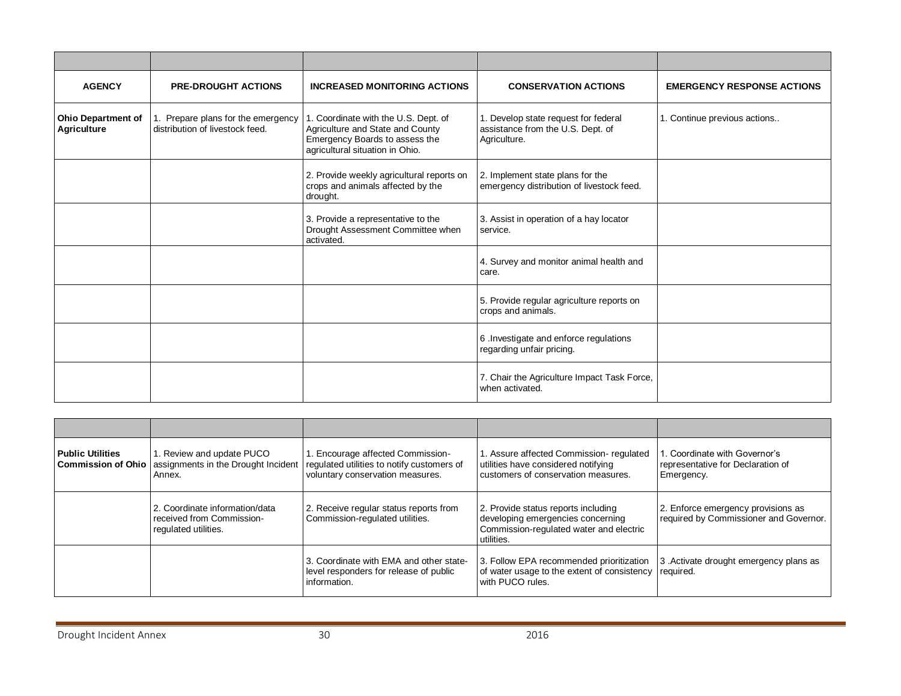| AGENCY | PRE-DROUGHT ACTIONS | INCREASED MONITORING ACTIONS | CONSERVATION ACTIONS | EMERGENCY RESPONSE ACTIONS |
|---|---|---|---|---|
| **Ohio Department of Agriculture** | 1. Prepare plans for the emergency distribution of livestock feed. | 1. Coordinate with the U.S. Dept. of Agriculture and State and County Emergency Boards to assess the agricultural situation in Ohio. | 1. Develop state request for federal assistance from the U.S. Dept. of Agriculture. | 1. Continue previous actions.. |
| | | 2. Provide weekly agricultural reports on crops and animals affected by the drought. | 2. Implement state plans for the emergency distribution of livestock feed. | |
| | | 3. Provide a representative to the Drought Assessment Committee when activated. | 3. Assist in operation of a hay locator service. | |
| | | | 4. Survey and monitor animal health and care. | |
| | | | 5. Provide regular agriculture reports on crops and animals. | |
| | | | 6 .Investigate and enforce regulations regarding unfair pricing. | |
| | | | 7. Chair the Agriculture Impact Task Force, when activated. | |

| | | | | |
|---|---|---|---|---|
| **Public Utilities Commission of Ohio** | 1. Review and update PUCO assignments in the Drought Incident Annex. | 1. Encourage affected Commission-regulated utilities to notify customers of voluntary conservation measures. | 1. Assure affected Commission- regulated utilities have considered notifying customers of conservation measures. | 1. Coordinate with Governor's representative for Declaration of Emergency. |
| | 2. Coordinate information/data received from Commission-regulated utilities. | 2. Receive regular status reports from Commission-regulated utilities. | 2. Provide status reports including developing emergencies concerning Commission-regulated water and electric utilities. | 2. Enforce emergency provisions as required by Commissioner and Governor. |
| | | 3. Coordinate with EMA and other state-level responders for release of public information. | 3. Follow EPA recommended prioritization of water usage to the extent of consistency with PUCO rules. | 3 .Activate drought emergency plans as required. |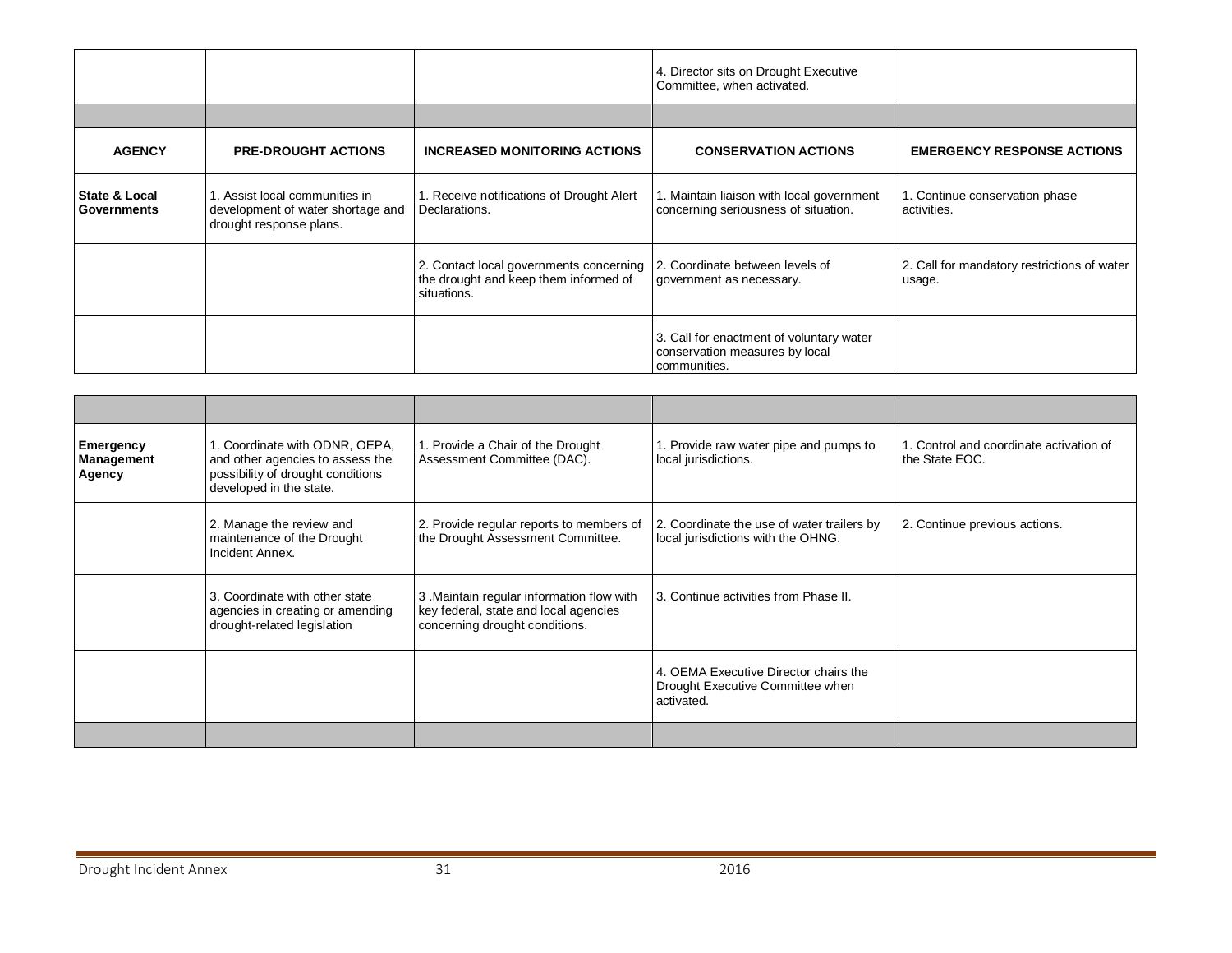| | | | | |
|---|---|---|---|---|
| | | | 4. Director sits on Drought Executive Committee, when activated. | |
| | | | | |
| **AGENCY** | **PRE-DROUGHT ACTIONS** | **INCREASED MONITORING ACTIONS** | **CONSERVATION ACTIONS** | **EMERGENCY RESPONSE ACTIONS** |
| **State & Local Governments** | 1. Assist local communities in development of water shortage and drought response plans. | 1. Receive notifications of Drought Alert Declarations. | 1. Maintain liaison with local government concerning seriousness of situation. | 1. Continue conservation phase activities. |
| | | 2. Contact local governments concerning the drought and keep them informed of situations. | 2. Coordinate between levels of government as necessary. | 2. Call for mandatory restrictions of water usage. |
| | | | 3. Call for enactment of voluntary water conservation measures by local communities. | |

| | | | | |
|---|---|---|---|---|
| | | | | |
| **Emergency Management Agency** | 1. Coordinate with ODNR, OEPA, and other agencies to assess the possibility of drought conditions developed in the state. | 1. Provide a Chair of the Drought Assessment Committee (DAC). | 1. Provide raw water pipe and pumps to local jurisdictions. | 1. Control and coordinate activation of the State EOC. |
| | 2. Manage the review and maintenance of the Drought Incident Annex. | 2. Provide regular reports to members of the Drought Assessment Committee. | 2. Coordinate the use of water trailers by local jurisdictions with the OHNG. | 2. Continue previous actions. |
| | 3. Coordinate with other state agencies in creating or amending drought-related legislation | 3 .Maintain regular information flow with key federal, state and local agencies concerning drought conditions. | 3. Continue activities from Phase II. | |
| | | | 4. OEMA Executive Director chairs the Drought Executive Committee when activated. | |
| | | | | |